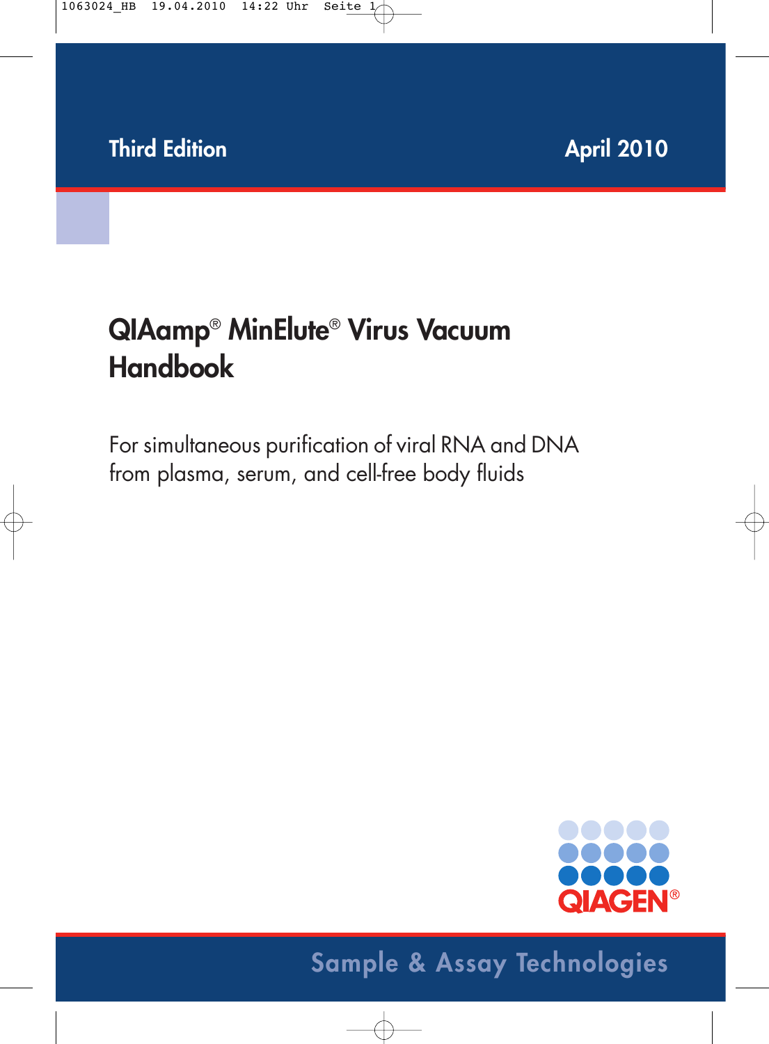Third Edition

April 2010

# QIAamp® MinElute® Virus Vacuum Handbook

For simultaneous purification of viral RNA and DNA from plasma, serum, and cell-free body fluids

QIAGEN®

Sample & Assay Technologies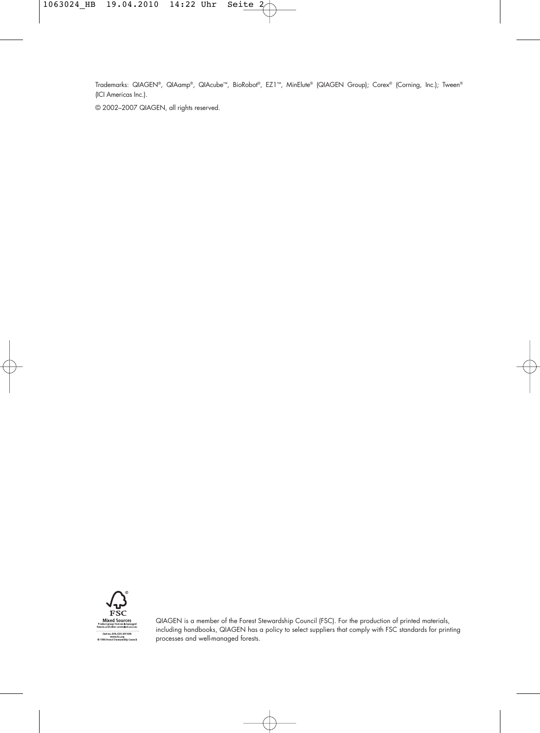Trademarks: QIAGEN®, QIAamp®, QIAcube™, BioRobot®, EZ1™, MinElute® (QIAGEN Group); Corex® (Corning, Inc.); Tween® (ICI Americas Inc.).

© 2002–2007 QIAGEN, all rights reserved.

QIAGEN is a member of the Forest Stewardship Council (FSC). For the production of printed materials, including handbooks, QIAGEN has a policy to select suppliers that comply with FSC standards for printing processes and well-managed forests.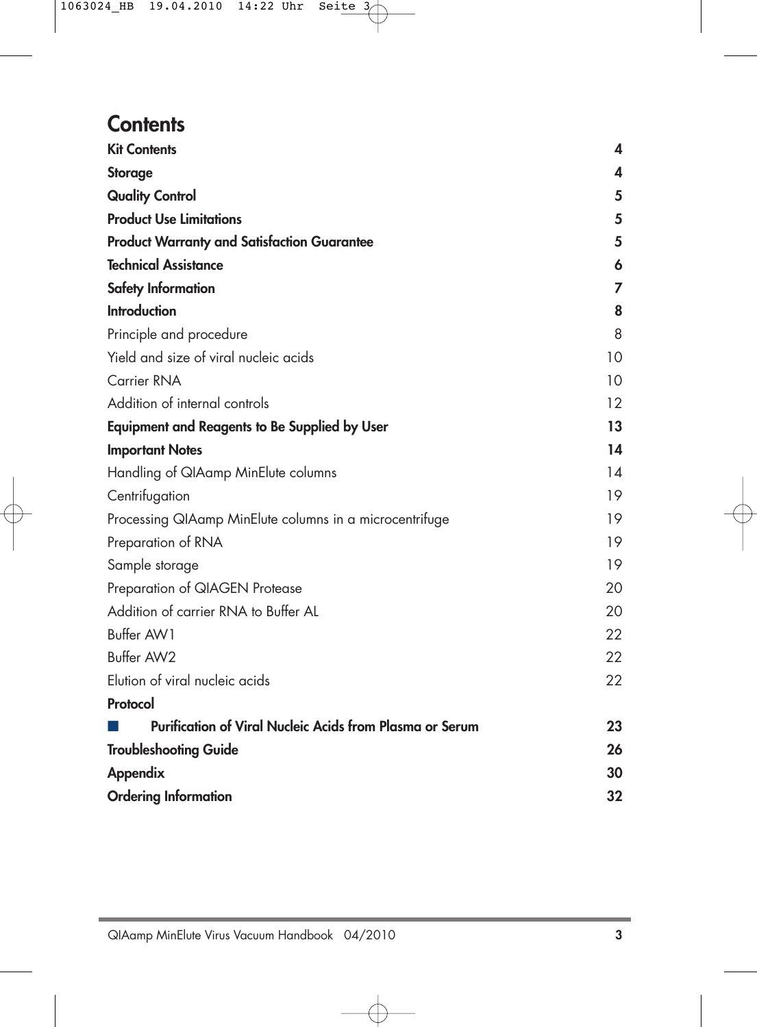# Contents

| | |
|---|---|
| **Kit Contents** | **4** |
| **Storage** | **4** |
| **Quality Control** | **5** |
| **Product Use Limitations** | **5** |
| **Product Warranty and Satisfaction Guarantee** | **5** |
| **Technical Assistance** | **6** |
| **Safety Information** | **7** |
| **Introduction** | **8** |
| Principle and procedure | 8 |
| Yield and size of viral nucleic acids | 10 |
| Carrier RNA | 10 |
| Addition of internal controls | 12 |
| **Equipment and Reagents to Be Supplied by User** | **13** |
| **Important Notes** | **14** |
| Handling of QIAamp MinElute columns | 14 |
| Centrifugation | 19 |
| Processing QIAamp MinElute columns in a microcentrifuge | 19 |
| Preparation of RNA | 19 |
| Sample storage | 19 |
| Preparation of QIAGEN Protease | 20 |
| Addition of carrier RNA to Buffer AL | 20 |
| Buffer AW1 | 22 |
| Buffer AW2 | 22 |
| Elution of viral nucleic acids | 22 |
| **Protocol** | |
| ■ **Purification of Viral Nucleic Acids from Plasma or Serum** | **23** |
| **Troubleshooting Guide** | **26** |
| **Appendix** | **30** |
| **Ordering Information** | **32** |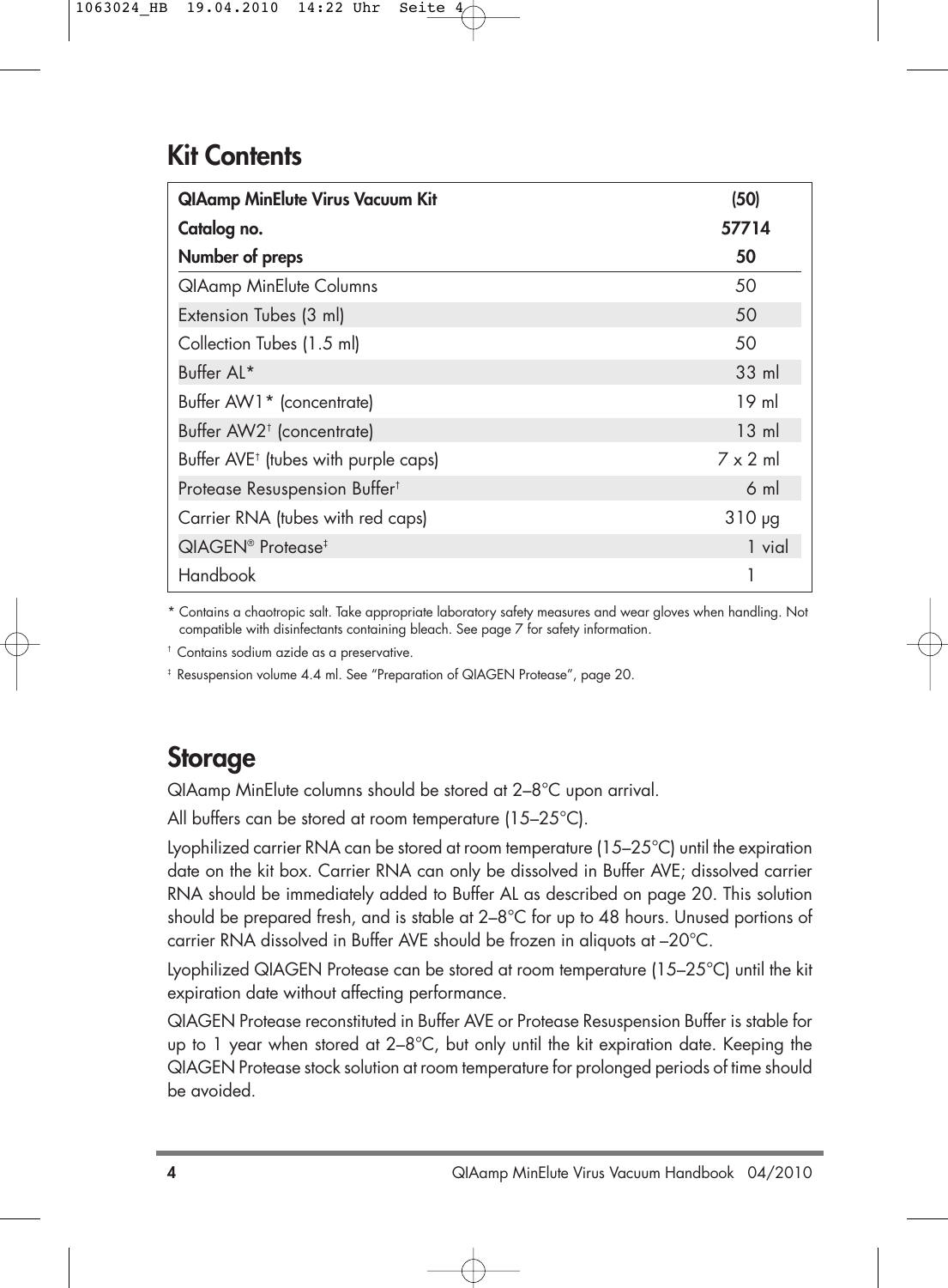## Kit Contents

| QIAamp MinElute Virus Vacuum Kit | (50) |
|---|---|
| **Catalog no.** | **57714** |
| **Number of preps** | **50** |
| QIAamp MinElute Columns | 50 |
| Extension Tubes (3 ml) | 50 |
| Collection Tubes (1.5 ml) | 50 |
| Buffer AL* | 33 ml |
| Buffer AW1* (concentrate) | 19 ml |
| Buffer AW2† (concentrate) | 13 ml |
| Buffer AVE† (tubes with purple caps) | 7 x 2 ml |
| Protease Resuspension Buffer† | 6 ml |
| Carrier RNA (tubes with red caps) | 310 µg |
| QIAGEN® Protease‡ | 1 vial |
| Handbook | 1 |

\* Contains a chaotropic salt. Take appropriate laboratory safety measures and wear gloves when handling. Not compatible with disinfectants containing bleach. See page 7 for safety information.

† Contains sodium azide as a preservative.

‡ Resuspension volume 4.4 ml. See "Preparation of QIAGEN Protease", page 20.

## Storage

QIAamp MinElute columns should be stored at 2–8°C upon arrival.

All buffers can be stored at room temperature (15–25°C).

Lyophilized carrier RNA can be stored at room temperature (15–25°C) until the expiration date on the kit box. Carrier RNA can only be dissolved in Buffer AVE; dissolved carrier RNA should be immediately added to Buffer AL as described on page 20. This solution should be prepared fresh, and is stable at 2–8°C for up to 48 hours. Unused portions of carrier RNA dissolved in Buffer AVE should be frozen in aliquots at –20°C.

Lyophilized QIAGEN Protease can be stored at room temperature (15–25°C) until the kit expiration date without affecting performance.

QIAGEN Protease reconstituted in Buffer AVE or Protease Resuspension Buffer is stable for up to 1 year when stored at 2–8°C, but only until the kit expiration date. Keeping the QIAGEN Protease stock solution at room temperature for prolonged periods of time should be avoided.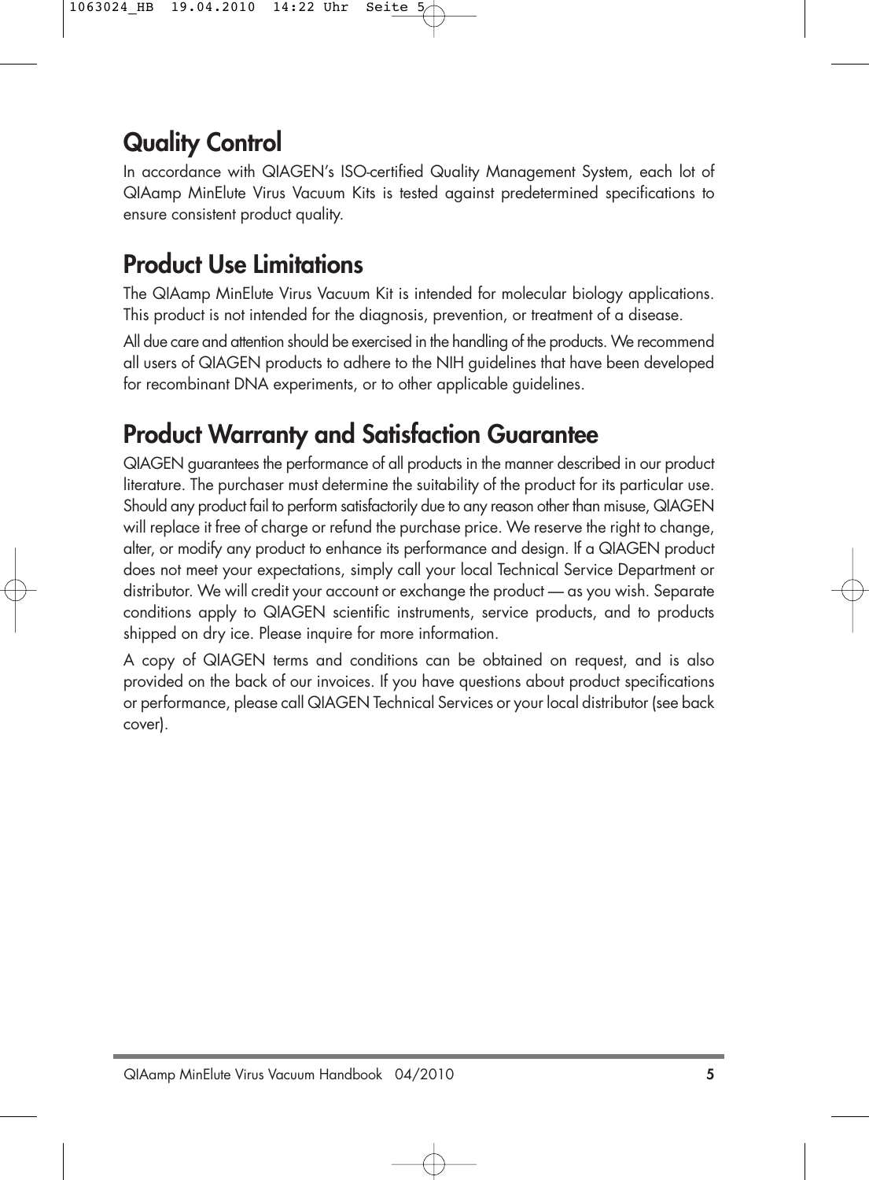## Quality Control

In accordance with QIAGEN's ISO-certified Quality Management System, each lot of QIAamp MinElute Virus Vacuum Kits is tested against predetermined specifications to ensure consistent product quality.

## Product Use Limitations

The QIAamp MinElute Virus Vacuum Kit is intended for molecular biology applications. This product is not intended for the diagnosis, prevention, or treatment of a disease.

All due care and attention should be exercised in the handling of the products. We recommend all users of QIAGEN products to adhere to the NIH guidelines that have been developed for recombinant DNA experiments, or to other applicable guidelines.

## Product Warranty and Satisfaction Guarantee

QIAGEN guarantees the performance of all products in the manner described in our product literature. The purchaser must determine the suitability of the product for its particular use. Should any product fail to perform satisfactorily due to any reason other than misuse, QIAGEN will replace it free of charge or refund the purchase price. We reserve the right to change, alter, or modify any product to enhance its performance and design. If a QIAGEN product does not meet your expectations, simply call your local Technical Service Department or distributor. We will credit your account or exchange the product — as you wish. Separate conditions apply to QIAGEN scientific instruments, service products, and to products shipped on dry ice. Please inquire for more information.

A copy of QIAGEN terms and conditions can be obtained on request, and is also provided on the back of our invoices. If you have questions about product specifications or performance, please call QIAGEN Technical Services or your local distributor (see back cover).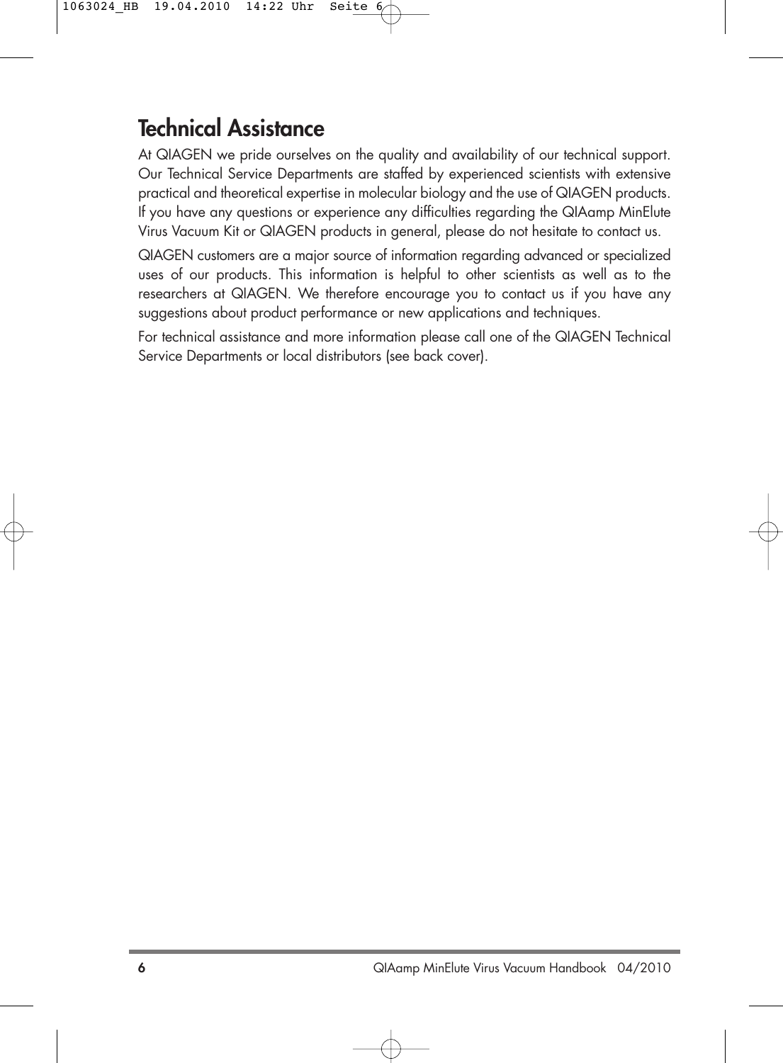# Technical Assistance

At QIAGEN we pride ourselves on the quality and availability of our technical support. Our Technical Service Departments are staffed by experienced scientists with extensive practical and theoretical expertise in molecular biology and the use of QIAGEN products. If you have any questions or experience any difficulties regarding the QIAamp MinElute Virus Vacuum Kit or QIAGEN products in general, please do not hesitate to contact us.

QIAGEN customers are a major source of information regarding advanced or specialized uses of our products. This information is helpful to other scientists as well as to the researchers at QIAGEN. We therefore encourage you to contact us if you have any suggestions about product performance or new applications and techniques.

For technical assistance and more information please call one of the QIAGEN Technical Service Departments or local distributors (see back cover).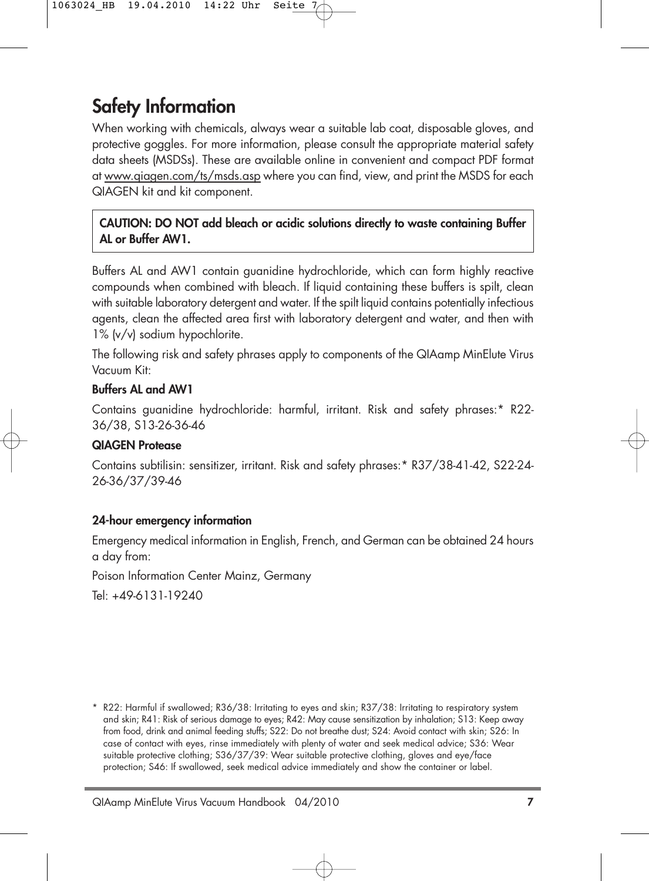# Safety Information

When working with chemicals, always wear a suitable lab coat, disposable gloves, and protective goggles. For more information, please consult the appropriate material safety data sheets (MSDSs). These are available online in convenient and compact PDF format at www.qiagen.com/ts/msds.asp where you can find, view, and print the MSDS for each QIAGEN kit and kit component.

**CAUTION: DO NOT add bleach or acidic solutions directly to waste containing Buffer AL or Buffer AW1.**

Buffers AL and AW1 contain guanidine hydrochloride, which can form highly reactive compounds when combined with bleach. If liquid containing these buffers is spilt, clean with suitable laboratory detergent and water. If the spilt liquid contains potentially infectious agents, clean the affected area first with laboratory detergent and water, and then with 1% (v/v) sodium hypochlorite.

The following risk and safety phrases apply to components of the QIAamp MinElute Virus Vacuum Kit:

**Buffers AL and AW1**

Contains guanidine hydrochloride: harmful, irritant. Risk and safety phrases:* R22-36/38, S13-26-36-46

**QIAGEN Protease**

Contains subtilisin: sensitizer, irritant. Risk and safety phrases:* R37/38-41-42, S22-24-26-36/37/39-46

**24-hour emergency information**

Emergency medical information in English, French, and German can be obtained 24 hours a day from:

Poison Information Center Mainz, Germany

Tel: +49-6131-19240

* R22: Harmful if swallowed; R36/38: Irritating to eyes and skin; R37/38: Irritating to respiratory system and skin; R41: Risk of serious damage to eyes; R42: May cause sensitization by inhalation; S13: Keep away from food, drink and animal feeding stuffs; S22: Do not breathe dust; S24: Avoid contact with skin; S26: In case of contact with eyes, rinse immediately with plenty of water and seek medical advice; S36: Wear suitable protective clothing; S36/37/39: Wear suitable protective clothing, gloves and eye/face protection; S46: If swallowed, seek medical advice immediately and show the container or label.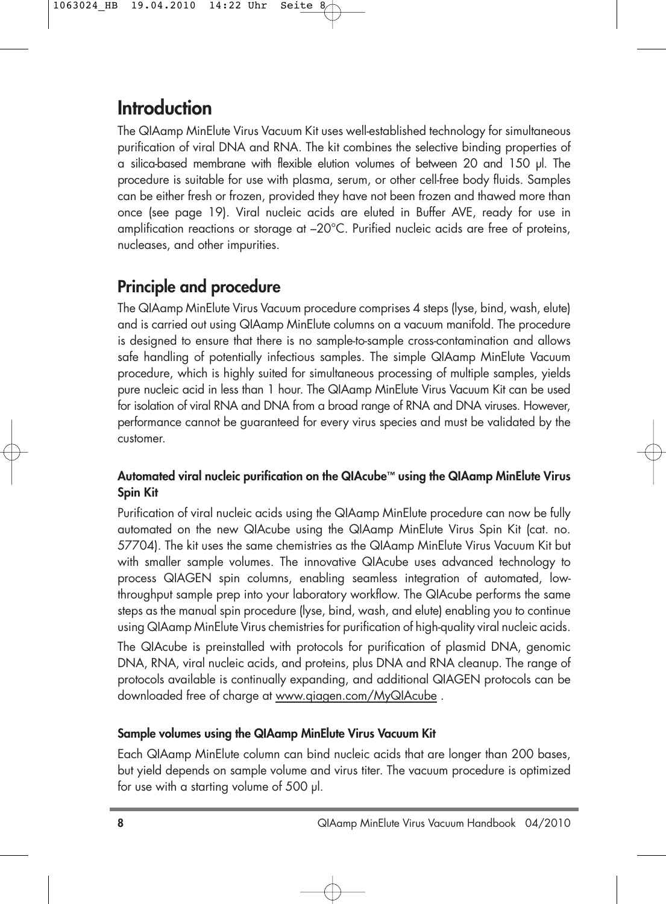# Introduction

The QIAamp MinElute Virus Vacuum Kit uses well-established technology for simultaneous purification of viral DNA and RNA. The kit combines the selective binding properties of a silica-based membrane with flexible elution volumes of between 20 and 150 µl. The procedure is suitable for use with plasma, serum, or other cell-free body fluids. Samples can be either fresh or frozen, provided they have not been frozen and thawed more than once (see page 19). Viral nucleic acids are eluted in Buffer AVE, ready for use in amplification reactions or storage at –20°C. Purified nucleic acids are free of proteins, nucleases, and other impurities.

# Principle and procedure

The QIAamp MinElute Virus Vacuum procedure comprises 4 steps (lyse, bind, wash, elute) and is carried out using QIAamp MinElute columns on a vacuum manifold. The procedure is designed to ensure that there is no sample-to-sample cross-contamination and allows safe handling of potentially infectious samples. The simple QIAamp MinElute Vacuum procedure, which is highly suited for simultaneous processing of multiple samples, yields pure nucleic acid in less than 1 hour. The QIAamp MinElute Virus Vacuum Kit can be used for isolation of viral RNA and DNA from a broad range of RNA and DNA viruses. However, performance cannot be guaranteed for every virus species and must be validated by the customer.

### Automated viral nucleic purification on the QIAcube™ using the QIAamp MinElute Virus Spin Kit

Purification of viral nucleic acids using the QIAamp MinElute procedure can now be fully automated on the new QIAcube using the QIAamp MinElute Virus Spin Kit (cat. no. 57704). The kit uses the same chemistries as the QIAamp MinElute Virus Vacuum Kit but with smaller sample volumes. The innovative QIAcube uses advanced technology to process QIAGEN spin columns, enabling seamless integration of automated, low-throughput sample prep into your laboratory workflow. The QIAcube performs the same steps as the manual spin procedure (lyse, bind, wash, and elute) enabling you to continue using QIAamp MinElute Virus chemistries for purification of high-quality viral nucleic acids.

The QIAcube is preinstalled with protocols for purification of plasmid DNA, genomic DNA, RNA, viral nucleic acids, and proteins, plus DNA and RNA cleanup. The range of protocols available is continually expanding, and additional QIAGEN protocols can be downloaded free of charge at www.qiagen.com/MyQIAcube .

### Sample volumes using the QIAamp MinElute Virus Vacuum Kit

Each QIAamp MinElute column can bind nucleic acids that are longer than 200 bases, but yield depends on sample volume and virus titer. The vacuum procedure is optimized for use with a starting volume of 500 µl.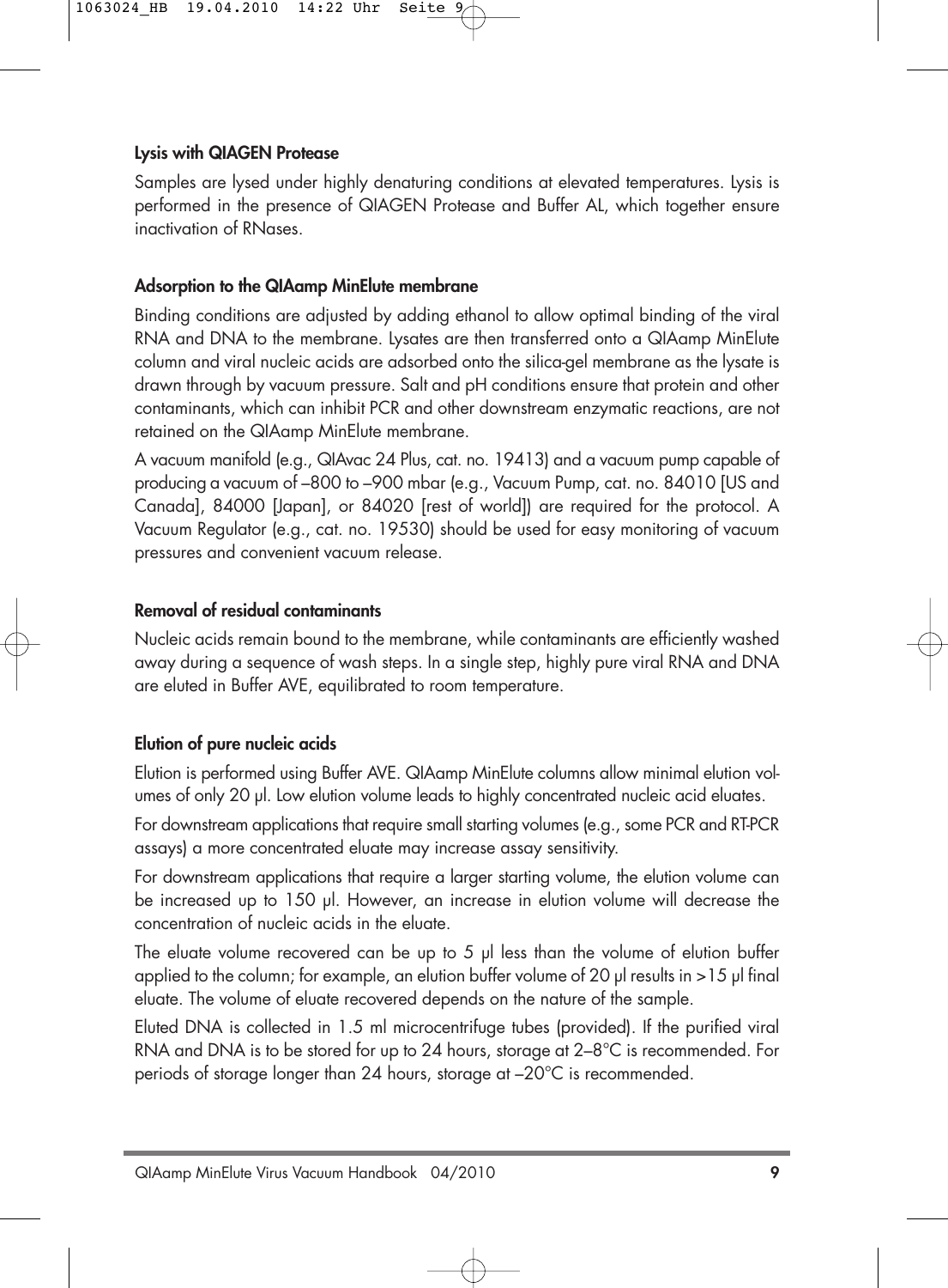### Lysis with QIAGEN Protease

Samples are lysed under highly denaturing conditions at elevated temperatures. Lysis is performed in the presence of QIAGEN Protease and Buffer AL, which together ensure inactivation of RNases.

### Adsorption to the QIAamp MinElute membrane

Binding conditions are adjusted by adding ethanol to allow optimal binding of the viral RNA and DNA to the membrane. Lysates are then transferred onto a QIAamp MinElute column and viral nucleic acids are adsorbed onto the silica-gel membrane as the lysate is drawn through by vacuum pressure. Salt and pH conditions ensure that protein and other contaminants, which can inhibit PCR and other downstream enzymatic reactions, are not retained on the QIAamp MinElute membrane.

A vacuum manifold (e.g., QIAvac 24 Plus, cat. no. 19413) and a vacuum pump capable of producing a vacuum of –800 to –900 mbar (e.g., Vacuum Pump, cat. no. 84010 [US and Canada], 84000 [Japan], or 84020 [rest of world]) are required for the protocol. A Vacuum Regulator (e.g., cat. no. 19530) should be used for easy monitoring of vacuum pressures and convenient vacuum release.

### Removal of residual contaminants

Nucleic acids remain bound to the membrane, while contaminants are efficiently washed away during a sequence of wash steps. In a single step, highly pure viral RNA and DNA are eluted in Buffer AVE, equilibrated to room temperature.

### Elution of pure nucleic acids

Elution is performed using Buffer AVE. QIAamp MinElute columns allow minimal elution volumes of only 20 µl. Low elution volume leads to highly concentrated nucleic acid eluates.

For downstream applications that require small starting volumes (e.g., some PCR and RT-PCR assays) a more concentrated eluate may increase assay sensitivity.

For downstream applications that require a larger starting volume, the elution volume can be increased up to 150 µl. However, an increase in elution volume will decrease the concentration of nucleic acids in the eluate.

The eluate volume recovered can be up to 5 µl less than the volume of elution buffer applied to the column; for example, an elution buffer volume of 20 µl results in >15 µl final eluate. The volume of eluate recovered depends on the nature of the sample.

Eluted DNA is collected in 1.5 ml microcentrifuge tubes (provided). If the purified viral RNA and DNA is to be stored for up to 24 hours, storage at 2–8°C is recommended. For periods of storage longer than 24 hours, storage at –20°C is recommended.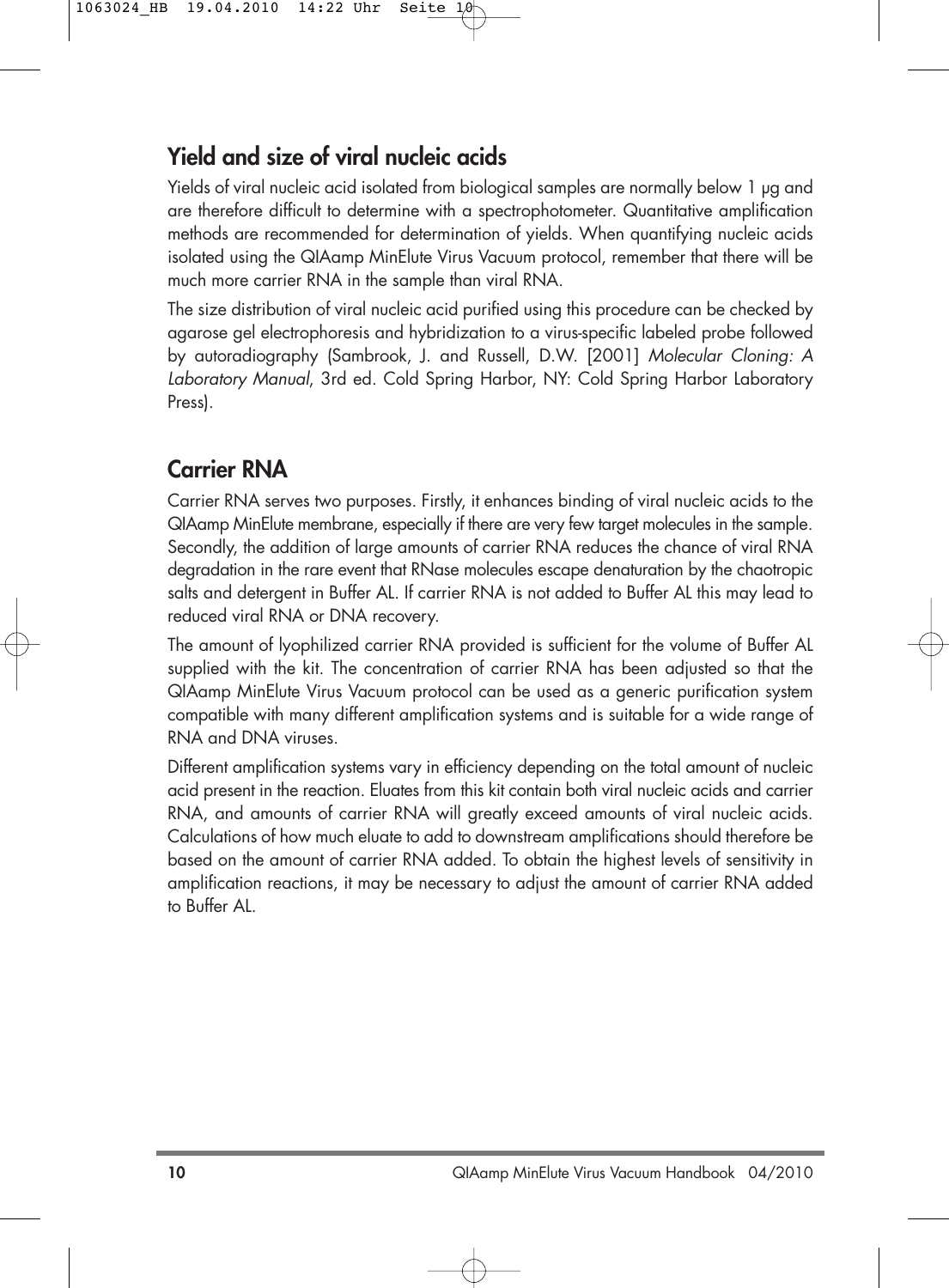## Yield and size of viral nucleic acids

Yields of viral nucleic acid isolated from biological samples are normally below 1 µg and are therefore difficult to determine with a spectrophotometer. Quantitative amplification methods are recommended for determination of yields. When quantifying nucleic acids isolated using the QIAamp MinElute Virus Vacuum protocol, remember that there will be much more carrier RNA in the sample than viral RNA.

The size distribution of viral nucleic acid purified using this procedure can be checked by agarose gel electrophoresis and hybridization to a virus-specific labeled probe followed by autoradiography (Sambrook, J. and Russell, D.W. [2001] *Molecular Cloning: A Laboratory Manual*, 3rd ed. Cold Spring Harbor, NY: Cold Spring Harbor Laboratory Press).

## Carrier RNA

Carrier RNA serves two purposes. Firstly, it enhances binding of viral nucleic acids to the QIAamp MinElute membrane, especially if there are very few target molecules in the sample. Secondly, the addition of large amounts of carrier RNA reduces the chance of viral RNA degradation in the rare event that RNase molecules escape denaturation by the chaotropic salts and detergent in Buffer AL. If carrier RNA is not added to Buffer AL this may lead to reduced viral RNA or DNA recovery.

The amount of lyophilized carrier RNA provided is sufficient for the volume of Buffer AL supplied with the kit. The concentration of carrier RNA has been adjusted so that the QIAamp MinElute Virus Vacuum protocol can be used as a generic purification system compatible with many different amplification systems and is suitable for a wide range of RNA and DNA viruses.

Different amplification systems vary in efficiency depending on the total amount of nucleic acid present in the reaction. Eluates from this kit contain both viral nucleic acids and carrier RNA, and amounts of carrier RNA will greatly exceed amounts of viral nucleic acids. Calculations of how much eluate to add to downstream amplifications should therefore be based on the amount of carrier RNA added. To obtain the highest levels of sensitivity in amplification reactions, it may be necessary to adjust the amount of carrier RNA added to Buffer AL.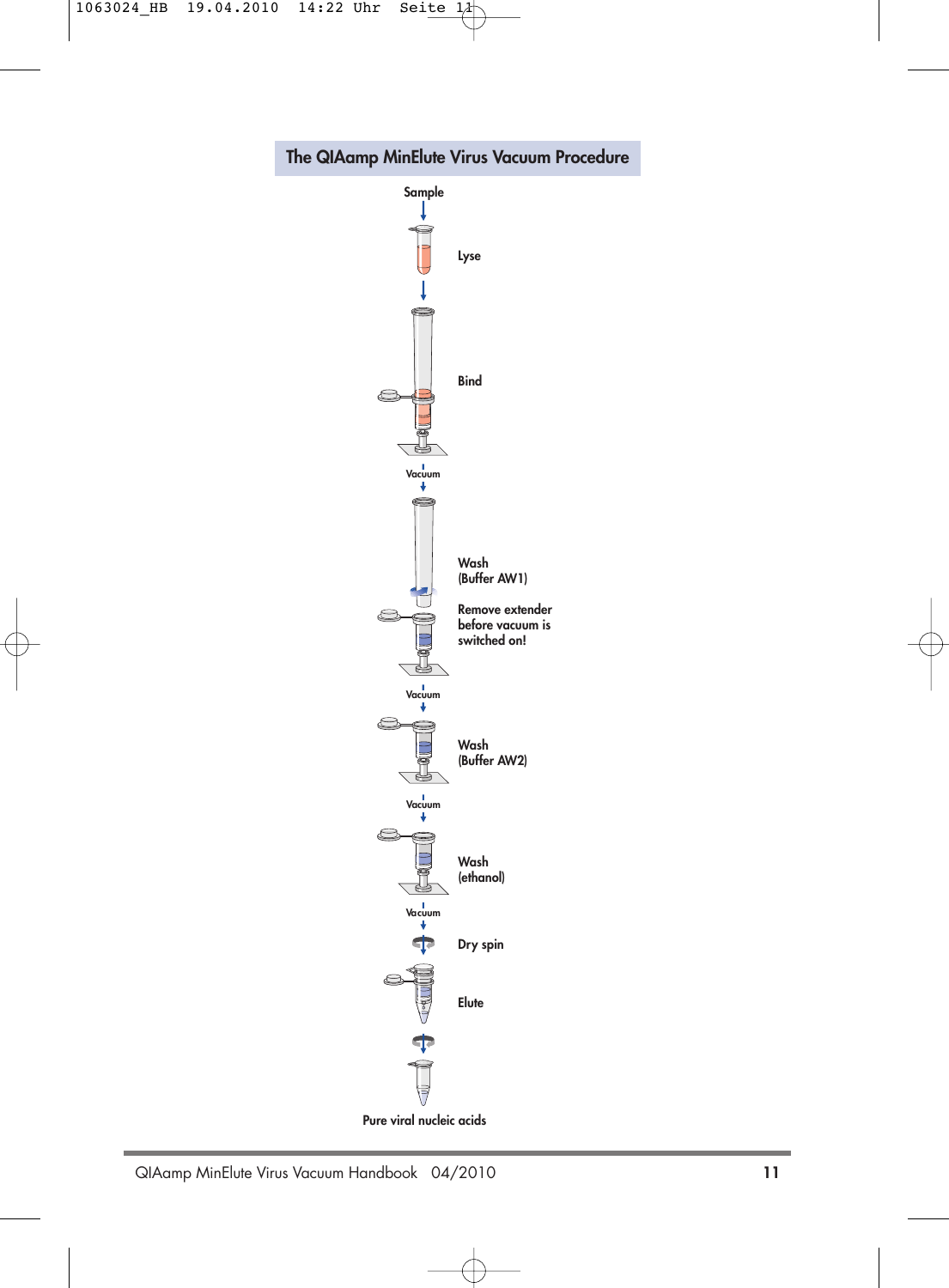## The QIAamp MinElute Virus Vacuum Procedure

Sample

Lyse

Bind

Vacuum

Wash
(Buffer AW1)

Remove extender before vacuum is switched on!

Vacuum

Wash
(Buffer AW2)

Vacuum

Wash
(ethanol)

Vacuum

Dry spin

Elute

Pure viral nucleic acids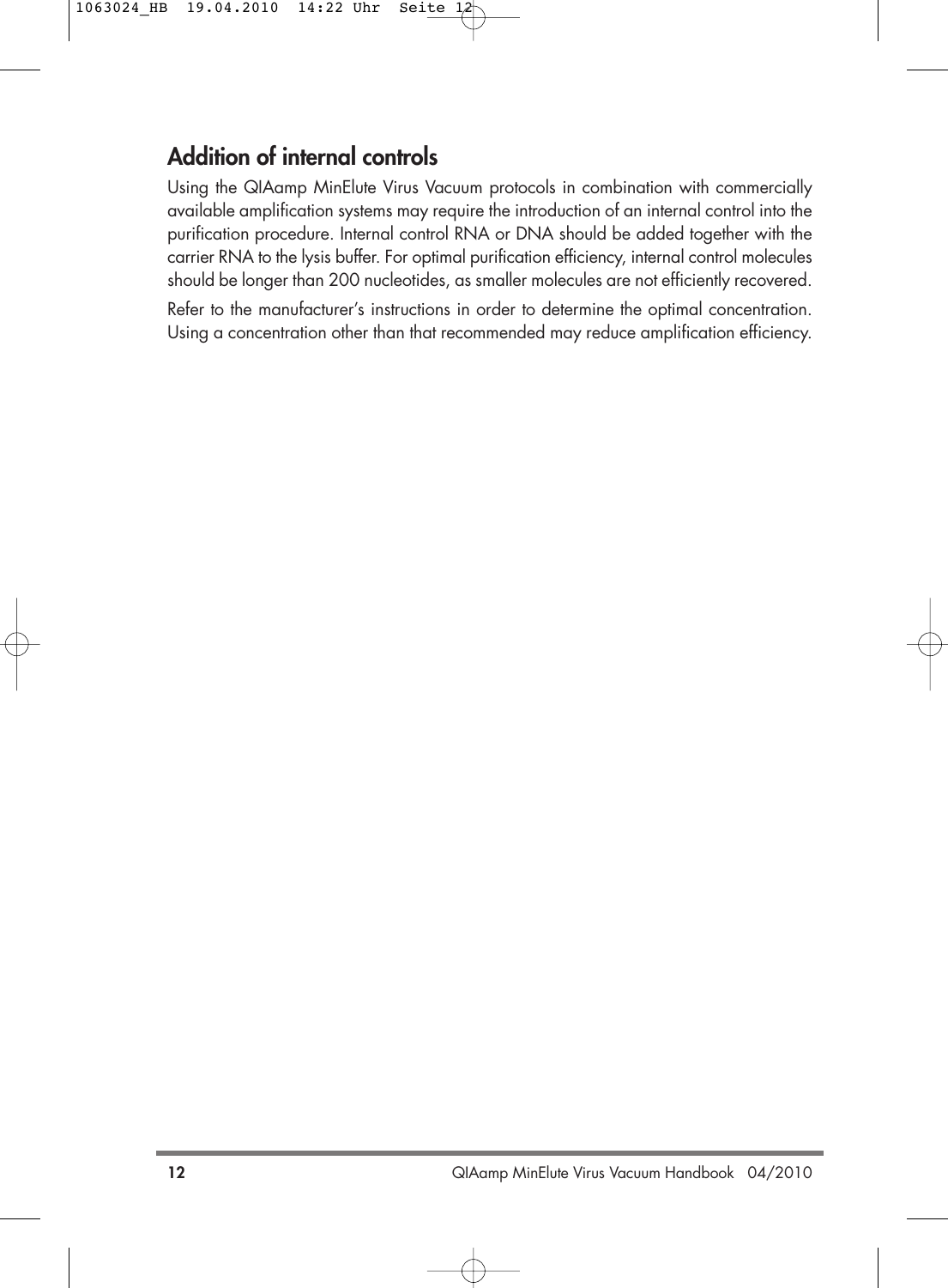## Addition of internal controls

Using the QIAamp MinElute Virus Vacuum protocols in combination with commercially available amplification systems may require the introduction of an internal control into the purification procedure. Internal control RNA or DNA should be added together with the carrier RNA to the lysis buffer. For optimal purification efficiency, internal control molecules should be longer than 200 nucleotides, as smaller molecules are not efficiently recovered.

Refer to the manufacturer's instructions in order to determine the optimal concentration. Using a concentration other than that recommended may reduce amplification efficiency.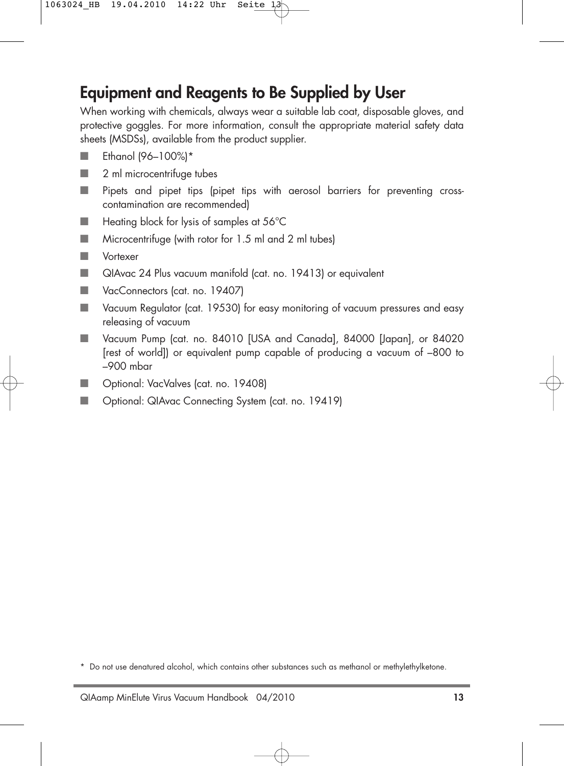# Equipment and Reagents to Be Supplied by User

When working with chemicals, always wear a suitable lab coat, disposable gloves, and protective goggles. For more information, consult the appropriate material safety data sheets (MSDSs), available from the product supplier.

- Ethanol (96–100%)*
- 2 ml microcentrifuge tubes
- Pipets and pipet tips (pipet tips with aerosol barriers for preventing cross-contamination are recommended)
- Heating block for lysis of samples at 56°C
- Microcentrifuge (with rotor for 1.5 ml and 2 ml tubes)
- Vortexer
- QIAvac 24 Plus vacuum manifold (cat. no. 19413) or equivalent
- VacConnectors (cat. no. 19407)
- Vacuum Regulator (cat. 19530) for easy monitoring of vacuum pressures and easy releasing of vacuum
- Vacuum Pump (cat. no. 84010 [USA and Canada], 84000 [Japan], or 84020 [rest of world]) or equivalent pump capable of producing a vacuum of –800 to –900 mbar
- Optional: VacValves (cat. no. 19408)
- Optional: QIAvac Connecting System (cat. no. 19419)

\* Do not use denatured alcohol, which contains other substances such as methanol or methylethylketone.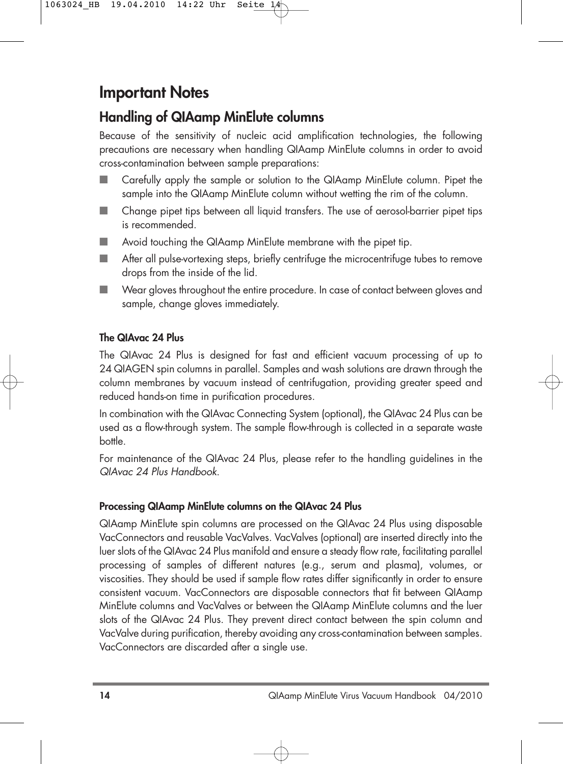# Important Notes

## Handling of QIAamp MinElute columns

Because of the sensitivity of nucleic acid amplification technologies, the following precautions are necessary when handling QIAamp MinElute columns in order to avoid cross-contamination between sample preparations:

- Carefully apply the sample or solution to the QIAamp MinElute column. Pipet the sample into the QIAamp MinElute column without wetting the rim of the column.
- Change pipet tips between all liquid transfers. The use of aerosol-barrier pipet tips is recommended.
- Avoid touching the QIAamp MinElute membrane with the pipet tip.
- After all pulse-vortexing steps, briefly centrifuge the microcentrifuge tubes to remove drops from the inside of the lid.
- Wear gloves throughout the entire procedure. In case of contact between gloves and sample, change gloves immediately.

### The QIAvac 24 Plus

The QIAvac 24 Plus is designed for fast and efficient vacuum processing of up to 24 QIAGEN spin columns in parallel. Samples and wash solutions are drawn through the column membranes by vacuum instead of centrifugation, providing greater speed and reduced hands-on time in purification procedures.

In combination with the QIAvac Connecting System (optional), the QIAvac 24 Plus can be used as a flow-through system. The sample flow-through is collected in a separate waste bottle.

For maintenance of the QIAvac 24 Plus, please refer to the handling guidelines in the *QIAvac 24 Plus Handbook*.

### Processing QIAamp MinElute columns on the QIAvac 24 Plus

QIAamp MinElute spin columns are processed on the QIAvac 24 Plus using disposable VacConnectors and reusable VacValves. VacValves (optional) are inserted directly into the luer slots of the QIAvac 24 Plus manifold and ensure a steady flow rate, facilitating parallel processing of samples of different natures (e.g., serum and plasma), volumes, or viscosities. They should be used if sample flow rates differ significantly in order to ensure consistent vacuum. VacConnectors are disposable connectors that fit between QIAamp MinElute columns and VacValves or between the QIAamp MinElute columns and the luer slots of the QIAvac 24 Plus. They prevent direct contact between the spin column and VacValve during purification, thereby avoiding any cross-contamination between samples. VacConnectors are discarded after a single use.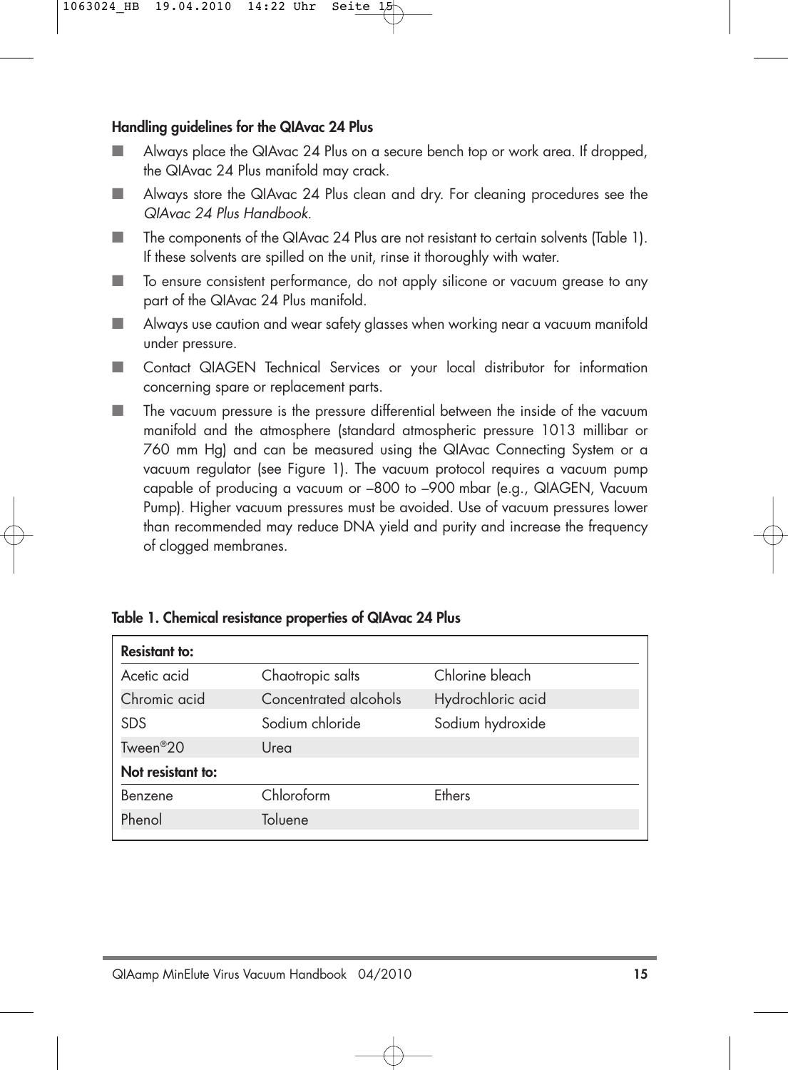**Handling guidelines for the QIAvac 24 Plus**

- Always place the QIAvac 24 Plus on a secure bench top or work area. If dropped, the QIAvac 24 Plus manifold may crack.
- Always store the QIAvac 24 Plus clean and dry. For cleaning procedures see the *QIAvac 24 Plus Handbook*.
- The components of the QIAvac 24 Plus are not resistant to certain solvents (Table 1). If these solvents are spilled on the unit, rinse it thoroughly with water.
- To ensure consistent performance, do not apply silicone or vacuum grease to any part of the QIAvac 24 Plus manifold.
- Always use caution and wear safety glasses when working near a vacuum manifold under pressure.
- Contact QIAGEN Technical Services or your local distributor for information concerning spare or replacement parts.
- The vacuum pressure is the pressure differential between the inside of the vacuum manifold and the atmosphere (standard atmospheric pressure 1013 millibar or 760 mm Hg) and can be measured using the QIAvac Connecting System or a vacuum regulator (see Figure 1). The vacuum protocol requires a vacuum pump capable of producing a vacuum or –800 to –900 mbar (e.g., QIAGEN, Vacuum Pump). Higher vacuum pressures must be avoided. Use of vacuum pressures lower than recommended may reduce DNA yield and purity and increase the frequency of clogged membranes.

**Table 1. Chemical resistance properties of QIAvac 24 Plus**

| **Resistant to:** | | |
|---|---|---|
| Acetic acid | Chaotropic salts | Chlorine bleach |
| Chromic acid | Concentrated alcohols | Hydrochloric acid |
| SDS | Sodium chloride | Sodium hydroxide |
| Tween®20 | Urea | |
| **Not resistant to:** | | |
| Benzene | Chloroform | Ethers |
| Phenol | Toluene | |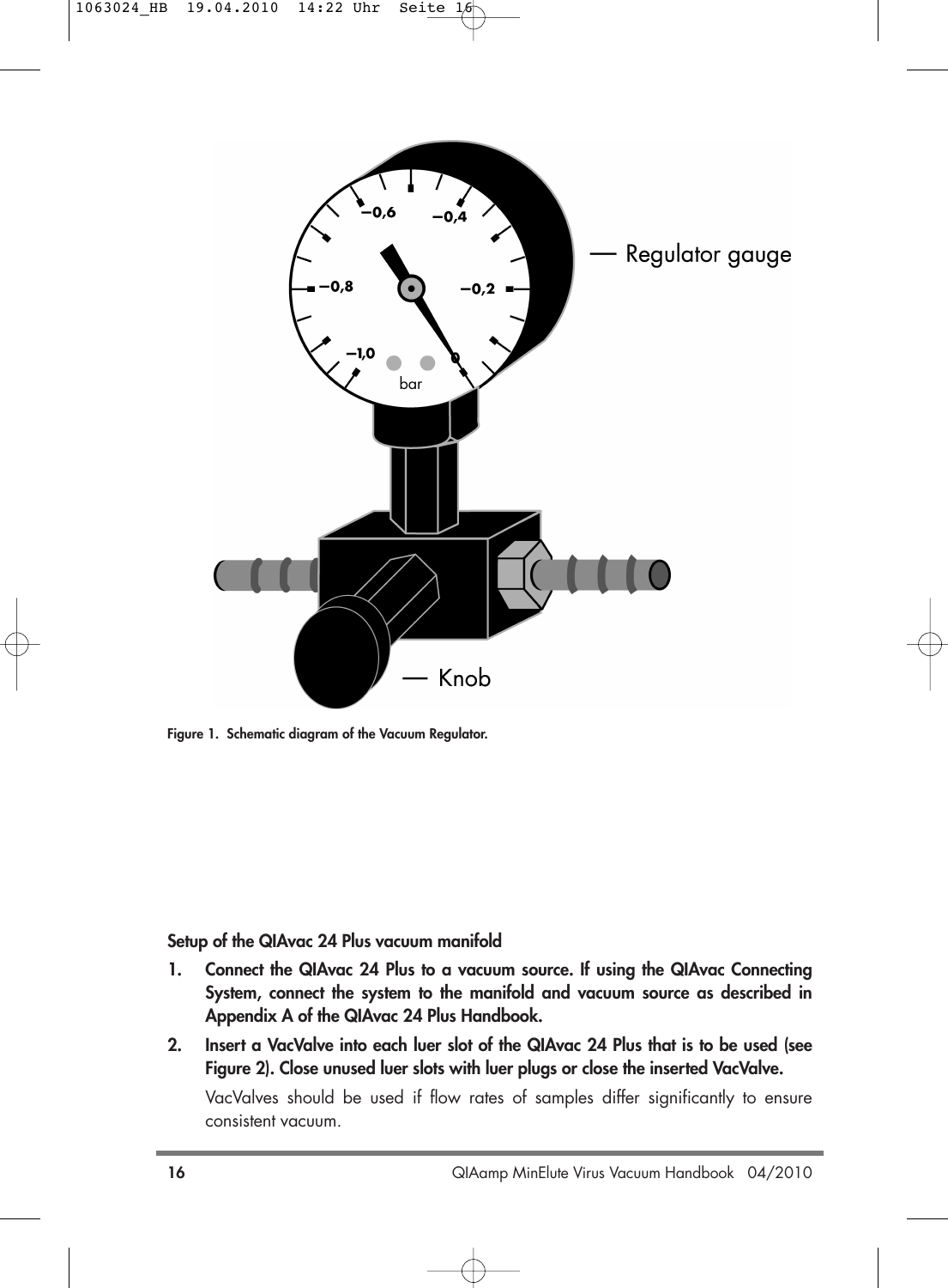Figure 1. Schematic diagram of the Vacuum Regulator.

**Setup of the QIAvac 24 Plus vacuum manifold**

1. **Connect the QIAvac 24 Plus to a vacuum source. If using the QIAvac Connecting System, connect the system to the manifold and vacuum source as described in Appendix A of the QIAvac 24 Plus Handbook.**
2. **Insert a VacValve into each luer slot of the QIAvac 24 Plus that is to be used (see Figure 2). Close unused luer slots with luer plugs or close the inserted VacValve.**

   VacValves should be used if flow rates of samples differ significantly to ensure consistent vacuum.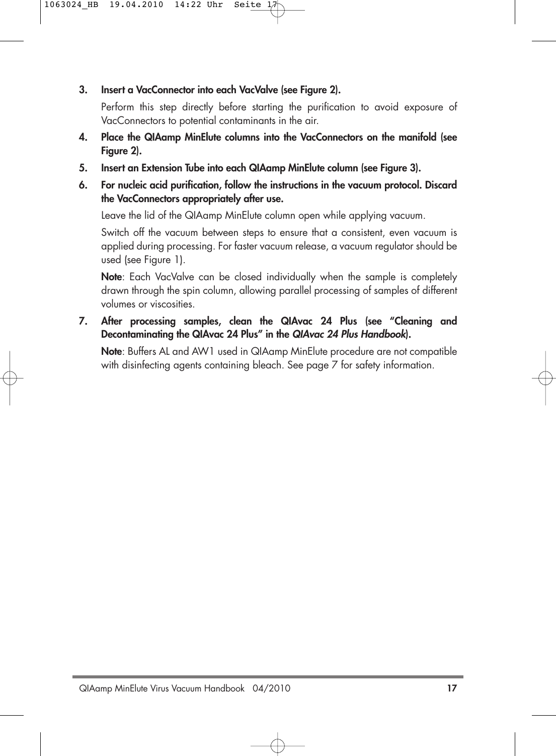3. **Insert a VacConnector into each VacValve (see Figure 2).**

   Perform this step directly before starting the purification to avoid exposure of VacConnectors to potential contaminants in the air.

4. **Place the QIAamp MinElute columns into the VacConnectors on the manifold (see Figure 2).**

5. **Insert an Extension Tube into each QIAamp MinElute column (see Figure 3).**

6. **For nucleic acid purification, follow the instructions in the vacuum protocol. Discard the VacConnectors appropriately after use.**

   Leave the lid of the QIAamp MinElute column open while applying vacuum.

   Switch off the vacuum between steps to ensure that a consistent, even vacuum is applied during processing. For faster vacuum release, a vacuum regulator should be used (see Figure 1).

   **Note**: Each VacValve can be closed individually when the sample is completely drawn through the spin column, allowing parallel processing of samples of different volumes or viscosities.

7. **After processing samples, clean the QIAvac 24 Plus (see "Cleaning and Decontaminating the QIAvac 24 Plus" in the *QIAvac 24 Plus Handbook*).**

   **Note**: Buffers AL and AW1 used in QIAamp MinElute procedure are not compatible with disinfecting agents containing bleach. See page 7 for safety information.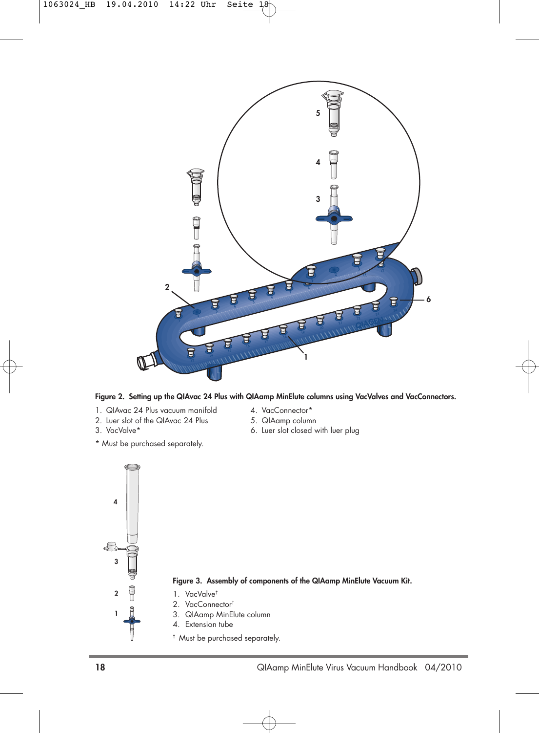**Figure 2. Setting up the QIAvac 24 Plus with QIAamp MinElute columns using VacValves and VacConnectors.**

1. QIAvac 24 Plus vacuum manifold
2. Luer slot of the QIAvac 24 Plus
3. VacValve*
4. VacConnector*
5. QIAamp column
6. Luer slot closed with luer plug

* Must be purchased separately.

**Figure 3. Assembly of components of the QIAamp MinElute Vacuum Kit.**

1. VacValve†
2. VacConnector†
3. QIAamp MinElute column
4. Extension tube

† Must be purchased separately.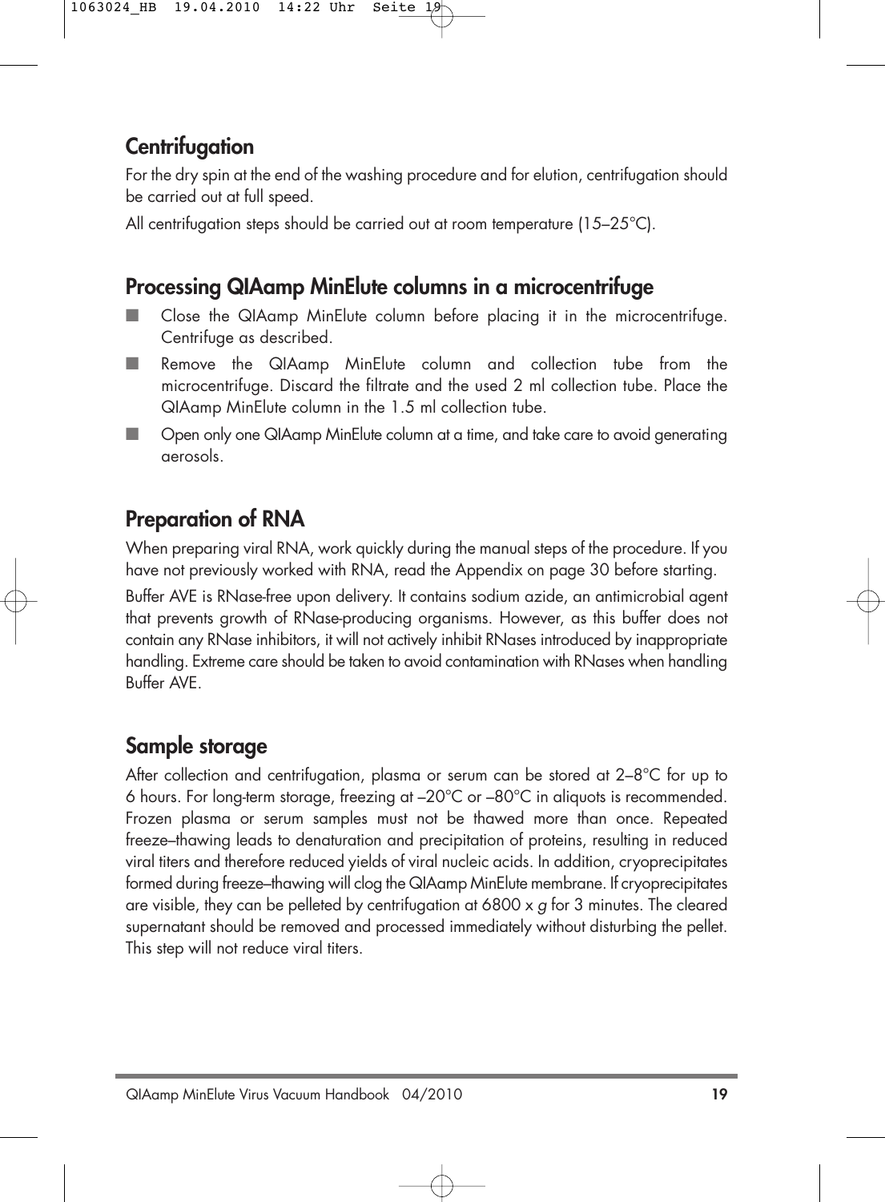## Centrifugation

For the dry spin at the end of the washing procedure and for elution, centrifugation should be carried out at full speed.

All centrifugation steps should be carried out at room temperature (15–25°C).

## Processing QIAamp MinElute columns in a microcentrifuge

- Close the QIAamp MinElute column before placing it in the microcentrifuge. Centrifuge as described.
- Remove the QIAamp MinElute column and collection tube from the microcentrifuge. Discard the filtrate and the used 2 ml collection tube. Place the QIAamp MinElute column in the 1.5 ml collection tube.
- Open only one QIAamp MinElute column at a time, and take care to avoid generating aerosols.

## Preparation of RNA

When preparing viral RNA, work quickly during the manual steps of the procedure. If you have not previously worked with RNA, read the Appendix on page 30 before starting.

Buffer AVE is RNase-free upon delivery. It contains sodium azide, an antimicrobial agent that prevents growth of RNase-producing organisms. However, as this buffer does not contain any RNase inhibitors, it will not actively inhibit RNases introduced by inappropriate handling. Extreme care should be taken to avoid contamination with RNases when handling Buffer AVE.

## Sample storage

After collection and centrifugation, plasma or serum can be stored at 2–8°C for up to 6 hours. For long-term storage, freezing at –20°C or –80°C in aliquots is recommended. Frozen plasma or serum samples must not be thawed more than once. Repeated freeze–thawing leads to denaturation and precipitation of proteins, resulting in reduced viral titers and therefore reduced yields of viral nucleic acids. In addition, cryoprecipitates formed during freeze–thawing will clog the QIAamp MinElute membrane. If cryoprecipitates are visible, they can be pelleted by centrifugation at 6800 x *g* for 3 minutes. The cleared supernatant should be removed and processed immediately without disturbing the pellet. This step will not reduce viral titers.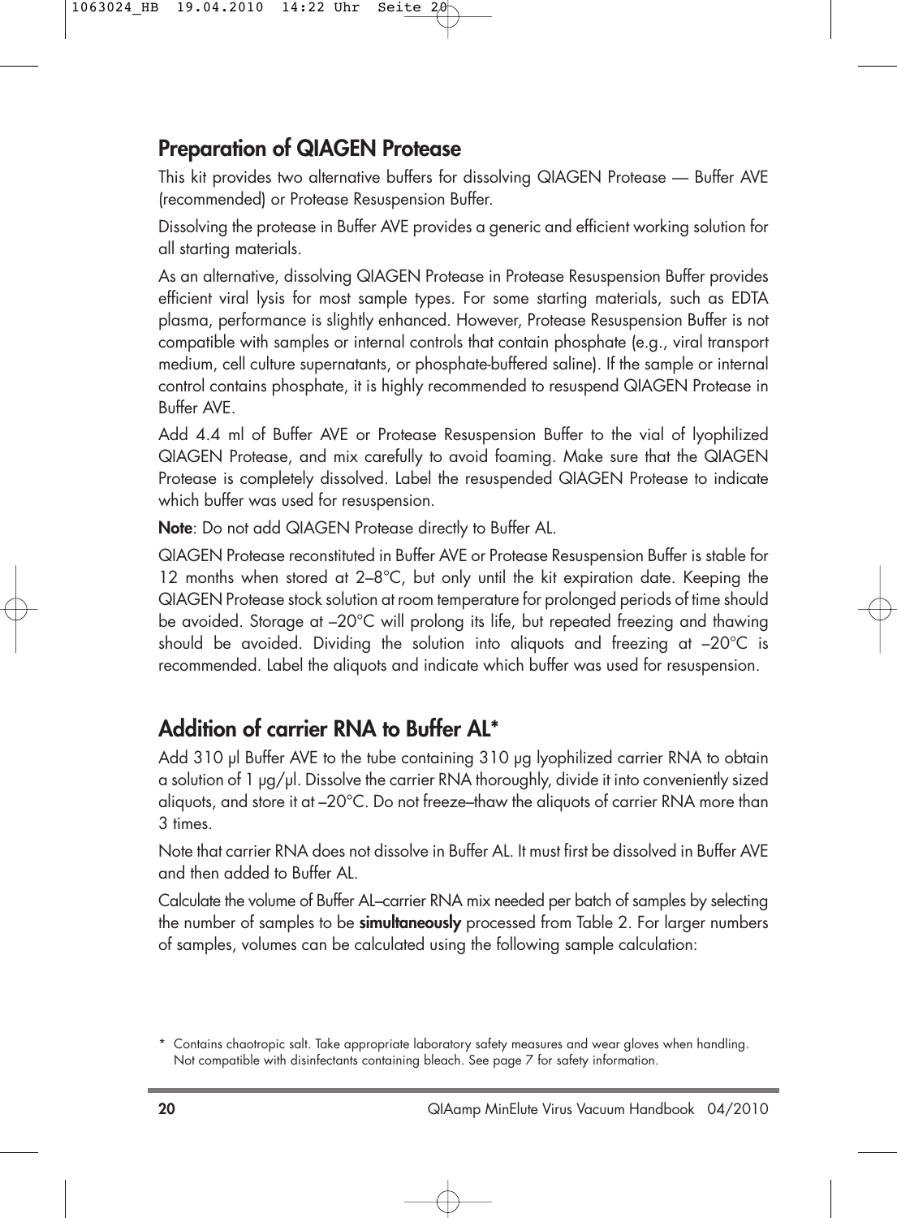## Preparation of QIAGEN Protease

This kit provides two alternative buffers for dissolving QIAGEN Protease — Buffer AVE (recommended) or Protease Resuspension Buffer.

Dissolving the protease in Buffer AVE provides a generic and efficient working solution for all starting materials.

As an alternative, dissolving QIAGEN Protease in Protease Resuspension Buffer provides efficient viral lysis for most sample types. For some starting materials, such as EDTA plasma, performance is slightly enhanced. However, Protease Resuspension Buffer is not compatible with samples or internal controls that contain phosphate (e.g., viral transport medium, cell culture supernatants, or phosphate-buffered saline). If the sample or internal control contains phosphate, it is highly recommended to resuspend QIAGEN Protease in Buffer AVE.

Add 4.4 ml of Buffer AVE or Protease Resuspension Buffer to the vial of lyophilized QIAGEN Protease, and mix carefully to avoid foaming. Make sure that the QIAGEN Protease is completely dissolved. Label the resuspended QIAGEN Protease to indicate which buffer was used for resuspension.

**Note**: Do not add QIAGEN Protease directly to Buffer AL.

QIAGEN Protease reconstituted in Buffer AVE or Protease Resuspension Buffer is stable for 12 months when stored at 2–8°C, but only until the kit expiration date. Keeping the QIAGEN Protease stock solution at room temperature for prolonged periods of time should be avoided. Storage at –20°C will prolong its life, but repeated freezing and thawing should be avoided. Dividing the solution into aliquots and freezing at –20°C is recommended. Label the aliquots and indicate which buffer was used for resuspension.

## Addition of carrier RNA to Buffer AL*

Add 310 µl Buffer AVE to the tube containing 310 µg lyophilized carrier RNA to obtain a solution of 1 µg/µl. Dissolve the carrier RNA thoroughly, divide it into conveniently sized aliquots, and store it at –20°C. Do not freeze–thaw the aliquots of carrier RNA more than 3 times.

Note that carrier RNA does not dissolve in Buffer AL. It must first be dissolved in Buffer AVE and then added to Buffer AL.

Calculate the volume of Buffer AL–carrier RNA mix needed per batch of samples by selecting the number of samples to be **simultaneously** processed from Table 2. For larger numbers of samples, volumes can be calculated using the following sample calculation:

\* Contains chaotropic salt. Take appropriate laboratory safety measures and wear gloves when handling. Not compatible with disinfectants containing bleach. See page 7 for safety information.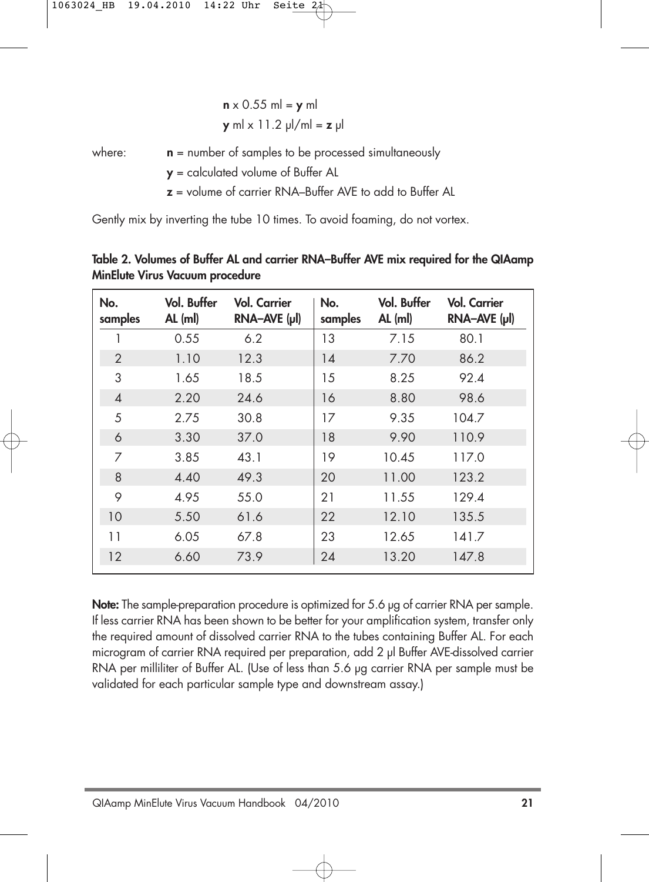$$\mathbf{n} \times 0.55 \text{ ml} = \mathbf{y} \text{ ml}$$

$$\mathbf{y} \text{ ml} \times 11.2 \text{ µl/ml} = \mathbf{z} \text{ µl}$$

where:
- $\mathbf{n}$ = number of samples to be processed simultaneously
- $\mathbf{y}$ = calculated volume of Buffer AL
- $\mathbf{z}$ = volume of carrier RNA–Buffer AVE to add to Buffer AL

Gently mix by inverting the tube 10 times. To avoid foaming, do not vortex.

**Table 2. Volumes of Buffer AL and carrier RNA–Buffer AVE mix required for the QIAamp MinElute Virus Vacuum procedure**

| No. samples | Vol. Buffer AL (ml) | Vol. Carrier RNA–AVE (µl) | No. samples | Vol. Buffer AL (ml) | Vol. Carrier RNA–AVE (µl) |
|---|---|---|---|---|---|
| 1 | 0.55 | 6.2 | 13 | 7.15 | 80.1 |
| 2 | 1.10 | 12.3 | 14 | 7.70 | 86.2 |
| 3 | 1.65 | 18.5 | 15 | 8.25 | 92.4 |
| 4 | 2.20 | 24.6 | 16 | 8.80 | 98.6 |
| 5 | 2.75 | 30.8 | 17 | 9.35 | 104.7 |
| 6 | 3.30 | 37.0 | 18 | 9.90 | 110.9 |
| 7 | 3.85 | 43.1 | 19 | 10.45 | 117.0 |
| 8 | 4.40 | 49.3 | 20 | 11.00 | 123.2 |
| 9 | 4.95 | 55.0 | 21 | 11.55 | 129.4 |
| 10 | 5.50 | 61.6 | 22 | 12.10 | 135.5 |
| 11 | 6.05 | 67.8 | 23 | 12.65 | 141.7 |
| 12 | 6.60 | 73.9 | 24 | 13.20 | 147.8 |

**Note:** The sample-preparation procedure is optimized for 5.6 µg of carrier RNA per sample. If less carrier RNA has been shown to be better for your amplification system, transfer only the required amount of dissolved carrier RNA to the tubes containing Buffer AL. For each microgram of carrier RNA required per preparation, add 2 µl Buffer AVE-dissolved carrier RNA per milliliter of Buffer AL. (Use of less than 5.6 µg carrier RNA per sample must be validated for each particular sample type and downstream assay.)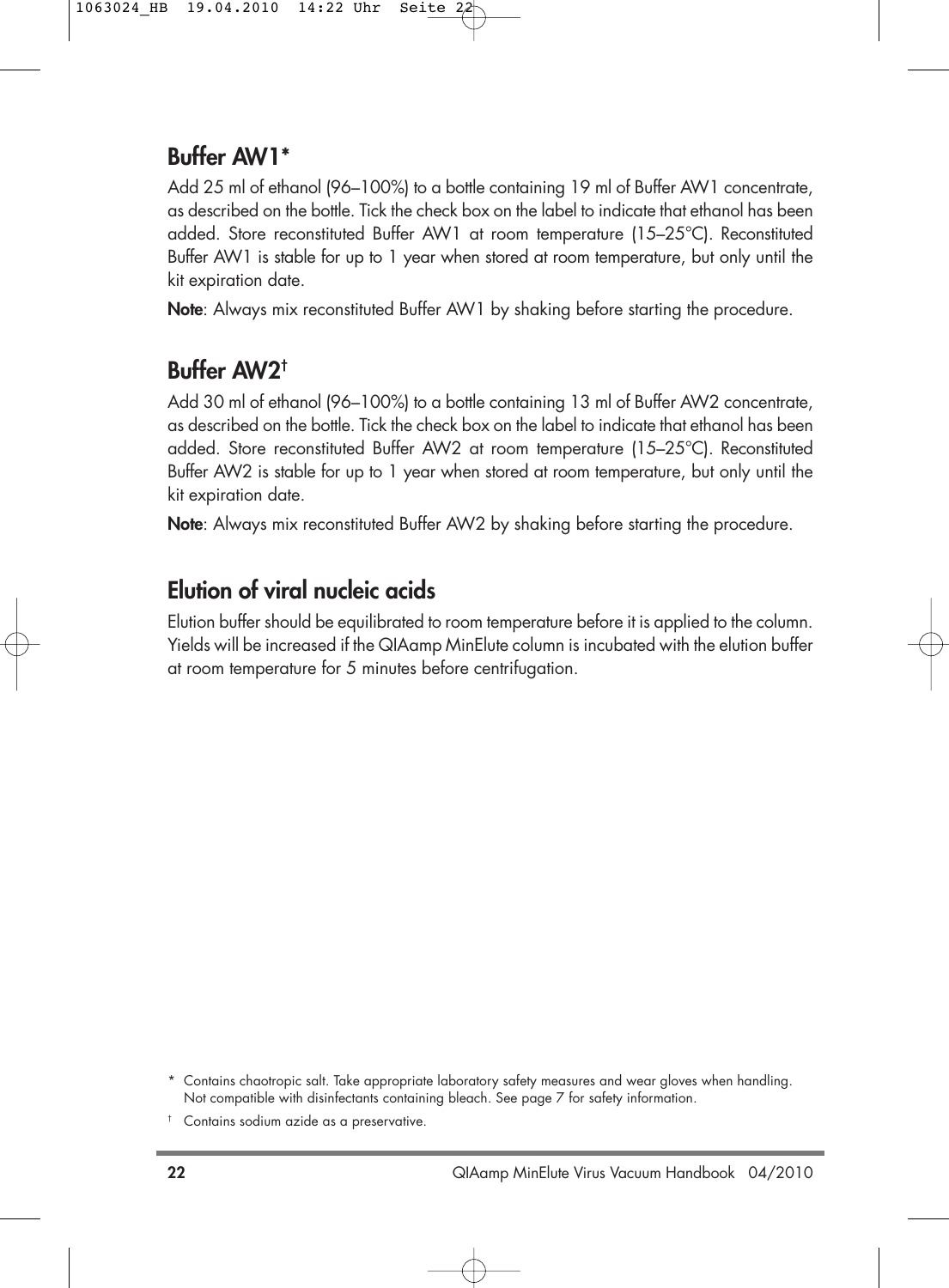## Buffer AW1*

Add 25 ml of ethanol (96–100%) to a bottle containing 19 ml of Buffer AW1 concentrate, as described on the bottle. Tick the check box on the label to indicate that ethanol has been added. Store reconstituted Buffer AW1 at room temperature (15–25°C). Reconstituted Buffer AW1 is stable for up to 1 year when stored at room temperature, but only until the kit expiration date.

**Note**: Always mix reconstituted Buffer AW1 by shaking before starting the procedure.

## Buffer AW2†

Add 30 ml of ethanol (96–100%) to a bottle containing 13 ml of Buffer AW2 concentrate, as described on the bottle. Tick the check box on the label to indicate that ethanol has been added. Store reconstituted Buffer AW2 at room temperature (15–25°C). Reconstituted Buffer AW2 is stable for up to 1 year when stored at room temperature, but only until the kit expiration date.

**Note**: Always mix reconstituted Buffer AW2 by shaking before starting the procedure.

## Elution of viral nucleic acids

Elution buffer should be equilibrated to room temperature before it is applied to the column. Yields will be increased if the QIAamp MinElute column is incubated with the elution buffer at room temperature for 5 minutes before centrifugation.

* Contains chaotropic salt. Take appropriate laboratory safety measures and wear gloves when handling. Not compatible with disinfectants containing bleach. See page 7 for safety information.

† Contains sodium azide as a preservative.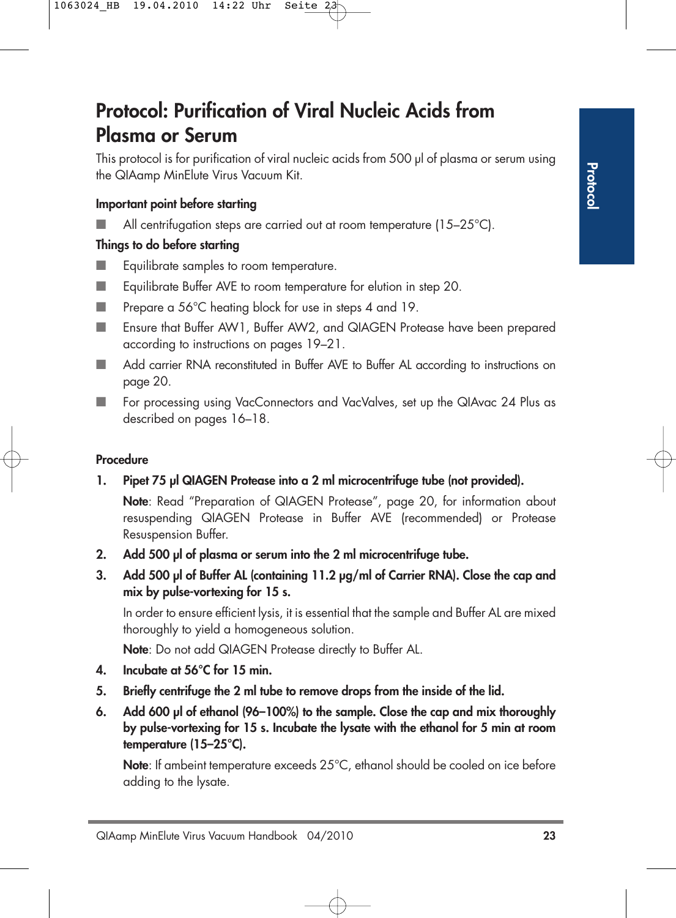# Protocol: Purification of Viral Nucleic Acids from Plasma or Serum

This protocol is for purification of viral nucleic acids from 500 µl of plasma or serum using the QIAamp MinElute Virus Vacuum Kit.

### Important point before starting

- All centrifugation steps are carried out at room temperature (15–25°C).

### Things to do before starting

- Equilibrate samples to room temperature.
- Equilibrate Buffer AVE to room temperature for elution in step 20.
- Prepare a 56°C heating block for use in steps 4 and 19.
- Ensure that Buffer AW1, Buffer AW2, and QIAGEN Protease have been prepared according to instructions on pages 19–21.
- Add carrier RNA reconstituted in Buffer AVE to Buffer AL according to instructions on page 20.
- For processing using VacConnectors and VacValves, set up the QIAvac 24 Plus as described on pages 16–18.

### Procedure

1. **Pipet 75 µl QIAGEN Protease into a 2 ml microcentrifuge tube (not provided).**

   **Note**: Read "Preparation of QIAGEN Protease", page 20, for information about resuspending QIAGEN Protease in Buffer AVE (recommended) or Protease Resuspension Buffer.

2. **Add 500 µl of plasma or serum into the 2 ml microcentrifuge tube.**

3. **Add 500 µl of Buffer AL (containing 11.2 µg/ml of Carrier RNA). Close the cap and mix by pulse-vortexing for 15 s.**

   In order to ensure efficient lysis, it is essential that the sample and Buffer AL are mixed thoroughly to yield a homogeneous solution.

   **Note**: Do not add QIAGEN Protease directly to Buffer AL.

4. **Incubate at 56°C for 15 min.**

5. **Briefly centrifuge the 2 ml tube to remove drops from the inside of the lid.**

6. **Add 600 µl of ethanol (96–100%) to the sample. Close the cap and mix thoroughly by pulse-vortexing for 15 s. Incubate the lysate with the ethanol for 5 min at room temperature (15–25°C).**

   **Note**: If ambeint temperature exceeds 25°C, ethanol should be cooled on ice before adding to the lysate.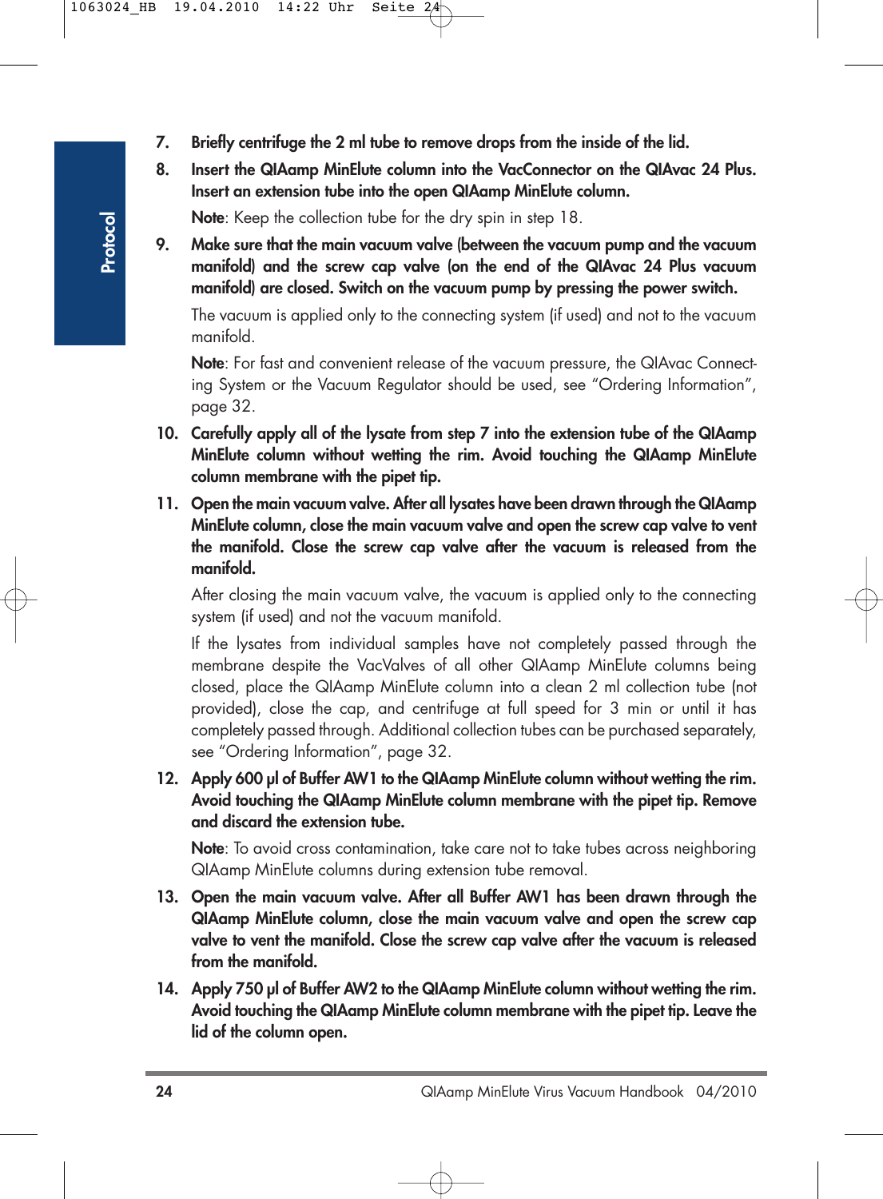7. **Briefly centrifuge the 2 ml tube to remove drops from the inside of the lid.**
8. **Insert the QIAamp MinElute column into the VacConnector on the QIAvac 24 Plus. Insert an extension tube into the open QIAamp MinElute column.**

   **Note**: Keep the collection tube for the dry spin in step 18.
9. **Make sure that the main vacuum valve (between the vacuum pump and the vacuum manifold) and the screw cap valve (on the end of the QIAvac 24 Plus vacuum manifold) are closed. Switch on the vacuum pump by pressing the power switch.**

   The vacuum is applied only to the connecting system (if used) and not to the vacuum manifold.

   **Note**: For fast and convenient release of the vacuum pressure, the QIAvac Connecting System or the Vacuum Regulator should be used, see "Ordering Information", page 32.
10. **Carefully apply all of the lysate from step 7 into the extension tube of the QIAamp MinElute column without wetting the rim. Avoid touching the QIAamp MinElute column membrane with the pipet tip.**
11. **Open the main vacuum valve. After all lysates have been drawn through the QIAamp MinElute column, close the main vacuum valve and open the screw cap valve to vent the manifold. Close the screw cap valve after the vacuum is released from the manifold.**

    After closing the main vacuum valve, the vacuum is applied only to the connecting system (if used) and not the vacuum manifold.

    If the lysates from individual samples have not completely passed through the membrane despite the VacValves of all other QIAamp MinElute columns being closed, place the QIAamp MinElute column into a clean 2 ml collection tube (not provided), close the cap, and centrifuge at full speed for 3 min or until it has completely passed through. Additional collection tubes can be purchased separately, see "Ordering Information", page 32.
12. **Apply 600 µl of Buffer AW1 to the QIAamp MinElute column without wetting the rim. Avoid touching the QIAamp MinElute column membrane with the pipet tip. Remove and discard the extension tube.**

    **Note**: To avoid cross contamination, take care not to take tubes across neighboring QIAamp MinElute columns during extension tube removal.
13. **Open the main vacuum valve. After all Buffer AW1 has been drawn through the QIAamp MinElute column, close the main vacuum valve and open the screw cap valve to vent the manifold. Close the screw cap valve after the vacuum is released from the manifold.**
14. **Apply 750 µl of Buffer AW2 to the QIAamp MinElute column without wetting the rim. Avoid touching the QIAamp MinElute column membrane with the pipet tip. Leave the lid of the column open.**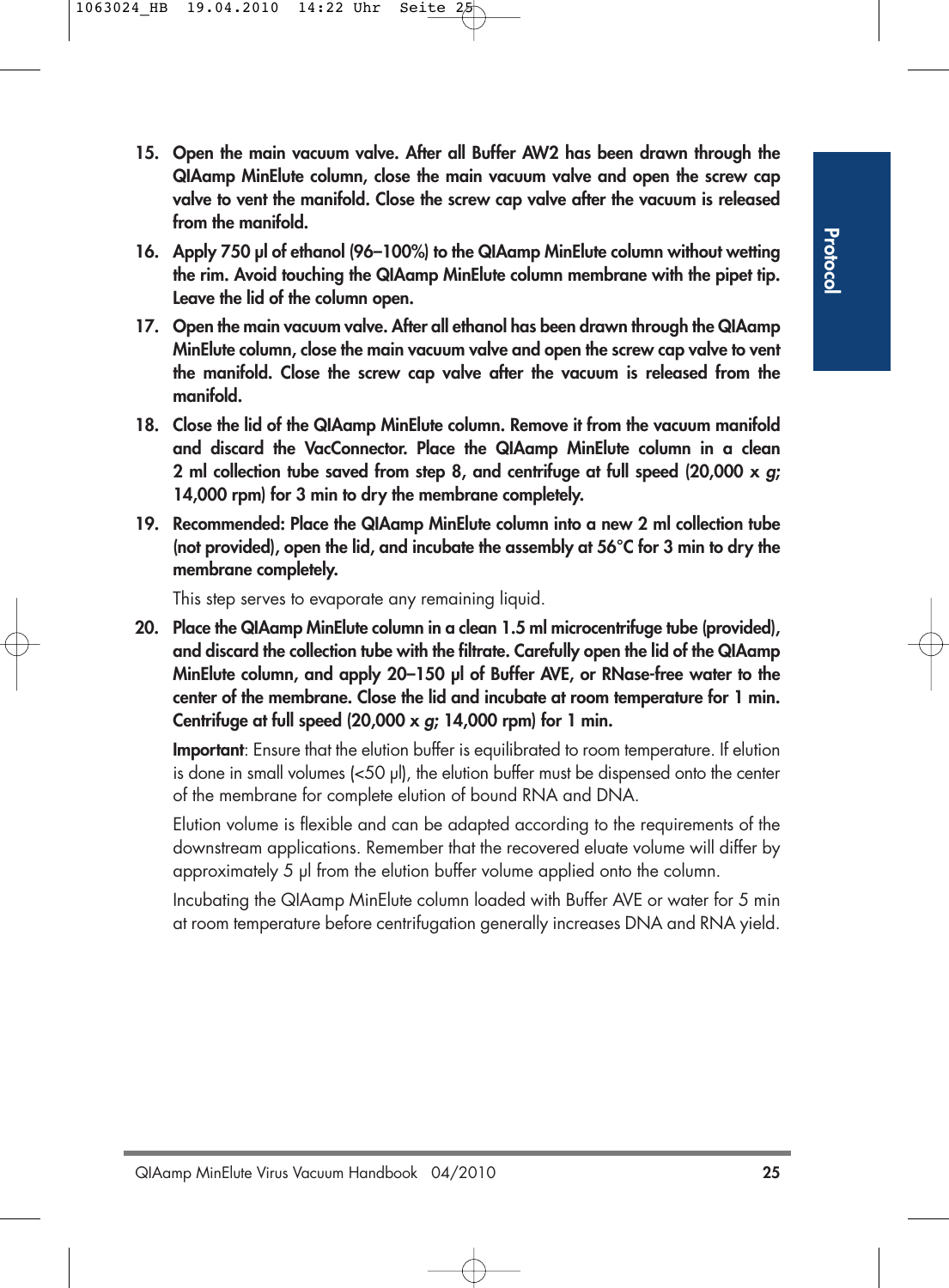15. **Open the main vacuum valve. After all Buffer AW2 has been drawn through the QIAamp MinElute column, close the main vacuum valve and open the screw cap valve to vent the manifold. Close the screw cap valve after the vacuum is released from the manifold.**

16. **Apply 750 µl of ethanol (96–100%) to the QIAamp MinElute column without wetting the rim. Avoid touching the QIAamp MinElute column membrane with the pipet tip. Leave the lid of the column open.**

17. **Open the main vacuum valve. After all ethanol has been drawn through the QIAamp MinElute column, close the main vacuum valve and open the screw cap valve to vent the manifold. Close the screw cap valve after the vacuum is released from the manifold.**

18. **Close the lid of the QIAamp MinElute column. Remove it from the vacuum manifold and discard the VacConnector. Place the QIAamp MinElute column in a clean 2 ml collection tube saved from step 8, and centrifuge at full speed (20,000 x *g*; 14,000 rpm) for 3 min to dry the membrane completely.**

19. **Recommended: Place the QIAamp MinElute column into a new 2 ml collection tube (not provided), open the lid, and incubate the assembly at 56°C for 3 min to dry the membrane completely.**

    This step serves to evaporate any remaining liquid.

20. **Place the QIAamp MinElute column in a clean 1.5 ml microcentrifuge tube (provided), and discard the collection tube with the filtrate. Carefully open the lid of the QIAamp MinElute column, and apply 20–150 µl of Buffer AVE, or RNase-free water to the center of the membrane. Close the lid and incubate at room temperature for 1 min. Centrifuge at full speed (20,000 x *g*; 14,000 rpm) for 1 min.**

    **Important**: Ensure that the elution buffer is equilibrated to room temperature. If elution is done in small volumes (<50 µl), the elution buffer must be dispensed onto the center of the membrane for complete elution of bound RNA and DNA.

    Elution volume is flexible and can be adapted according to the requirements of the downstream applications. Remember that the recovered eluate volume will differ by approximately 5 µl from the elution buffer volume applied onto the column.

    Incubating the QIAamp MinElute column loaded with Buffer AVE or water for 5 min at room temperature before centrifugation generally increases DNA and RNA yield.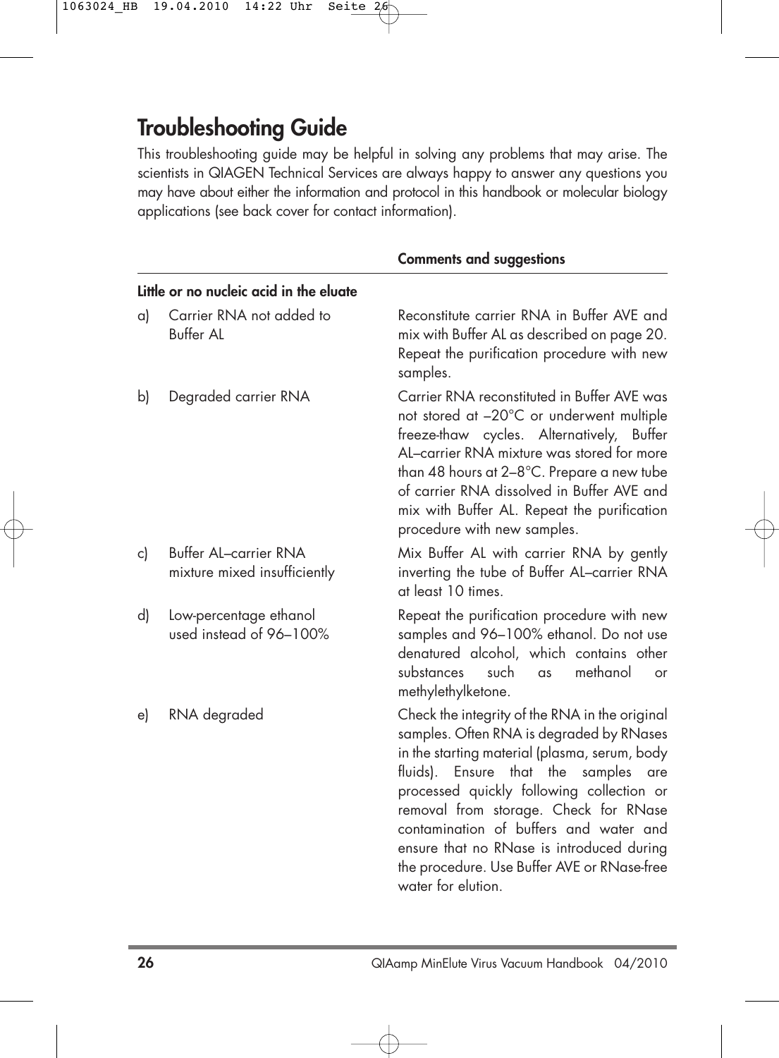# Troubleshooting Guide

This troubleshooting guide may be helpful in solving any problems that may arise. The scientists in QIAGEN Technical Services are always happy to answer any questions you may have about either the information and protocol in this handbook or molecular biology applications (see back cover for contact information).

| | Comments and suggestions |
|---|---|
| **Little or no nucleic acid in the eluate** | |
| a) Carrier RNA not added to Buffer AL | Reconstitute carrier RNA in Buffer AVE and mix with Buffer AL as described on page 20. Repeat the purification procedure with new samples. |
| b) Degraded carrier RNA | Carrier RNA reconstituted in Buffer AVE was not stored at –20°C or underwent multiple freeze-thaw cycles. Alternatively, Buffer AL–carrier RNA mixture was stored for more than 48 hours at 2–8°C. Prepare a new tube of carrier RNA dissolved in Buffer AVE and mix with Buffer AL. Repeat the purification procedure with new samples. |
| c) Buffer AL–carrier RNA mixture mixed insufficiently | Mix Buffer AL with carrier RNA by gently inverting the tube of Buffer AL–carrier RNA at least 10 times. |
| d) Low-percentage ethanol used instead of 96–100% | Repeat the purification procedure with new samples and 96–100% ethanol. Do not use denatured alcohol, which contains other substances such as methanol or methylethylketone. |
| e) RNA degraded | Check the integrity of the RNA in the original samples. Often RNA is degraded by RNases in the starting material (plasma, serum, body fluids). Ensure that the samples are processed quickly following collection or removal from storage. Check for RNase contamination of buffers and water and ensure that no RNase is introduced during the procedure. Use Buffer AVE or RNase-free water for elution. |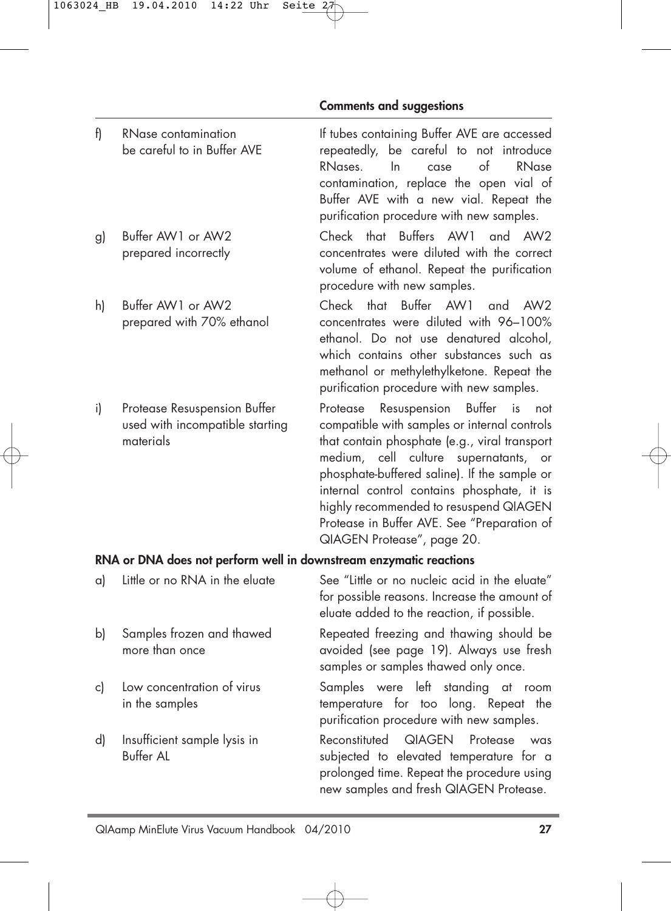| | | Comments and suggestions |
|---|---|---|
| f) | RNase contamination be careful to in Buffer AVE | If tubes containing Buffer AVE are accessed repeatedly, be careful to not introduce RNases. In case of RNase contamination, replace the open vial of Buffer AVE with a new vial. Repeat the purification procedure with new samples. |
| g) | Buffer AW1 or AW2 prepared incorrectly | Check that Buffers AW1 and AW2 concentrates were diluted with the correct volume of ethanol. Repeat the purification procedure with new samples. |
| h) | Buffer AW1 or AW2 prepared with 70% ethanol | Check that Buffer AW1 and AW2 concentrates were diluted with 96–100% ethanol. Do not use denatured alcohol, which contains other substances such as methanol or methylethylketone. Repeat the purification procedure with new samples. |
| i) | Protease Resuspension Buffer used with incompatible starting materials | Protease Resuspension Buffer is not compatible with samples or internal controls that contain phosphate (e.g., viral transport medium, cell culture supernatants, or phosphate-buffered saline). If the sample or internal control contains phosphate, it is highly recommended to resuspend QIAGEN Protease in Buffer AVE. See "Preparation of QIAGEN Protease", page 20. |

**RNA or DNA does not perform well in downstream enzymatic reactions**

| | | |
|---|---|---|
| a) | Little or no RNA in the eluate | See "Little or no nucleic acid in the eluate" for possible reasons. Increase the amount of eluate added to the reaction, if possible. |
| b) | Samples frozen and thawed more than once | Repeated freezing and thawing should be avoided (see page 19). Always use fresh samples or samples thawed only once. |
| c) | Low concentration of virus in the samples | Samples were left standing at room temperature for too long. Repeat the purification procedure with new samples. |
| d) | Insufficient sample lysis in Buffer AL | Reconstituted QIAGEN Protease was subjected to elevated temperature for a prolonged time. Repeat the procedure using new samples and fresh QIAGEN Protease. |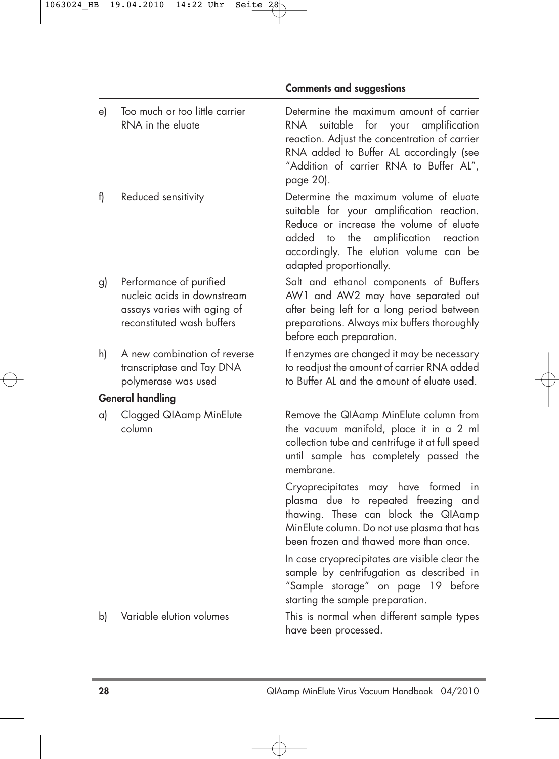| | Comments and suggestions |
|---|---|
| e) Too much or too little carrier RNA in the eluate | Determine the maximum amount of carrier RNA suitable for your amplification reaction. Adjust the concentration of carrier RNA added to Buffer AL accordingly (see "Addition of carrier RNA to Buffer AL", page 20). |
| f) Reduced sensitivity | Determine the maximum volume of eluate suitable for your amplification reaction. Reduce or increase the volume of eluate added to the amplification reaction accordingly. The elution volume can be adapted proportionally. |
| g) Performance of purified nucleic acids in downstream assays varies with aging of reconstituted wash buffers | Salt and ethanol components of Buffers AW1 and AW2 may have separated out after being left for a long period between preparations. Always mix buffers thoroughly before each preparation. |
| h) A new combination of reverse transcriptase and Tay DNA polymerase was used | If enzymes are changed it may be necessary to readjust the amount of carrier RNA added to Buffer AL and the amount of eluate used. |
| **General handling** | |
| a) Clogged QIAamp MinElute column | Remove the QIAamp MinElute column from the vacuum manifold, place it in a 2 ml collection tube and centrifuge it at full speed until sample has completely passed the membrane.<br><br>Cryoprecipitates may have formed in plasma due to repeated freezing and thawing. These can block the QIAamp MinElute column. Do not use plasma that has been frozen and thawed more than once.<br><br>In case cryoprecipitates are visible clear the sample by centrifugation as described in "Sample storage" on page 19 before starting the sample preparation. |
| b) Variable elution volumes | This is normal when different sample types have been processed. |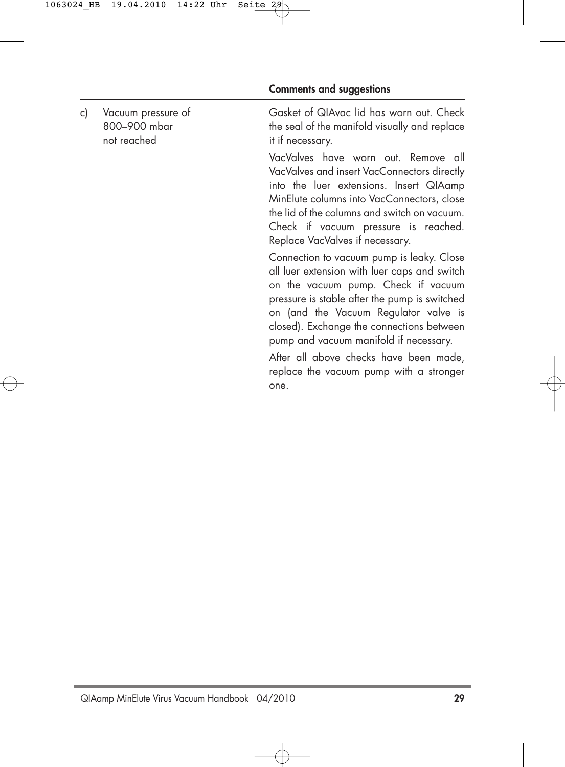| | Comments and suggestions |
|---|---|
| c) Vacuum pressure of 800–900 mbar not reached | Gasket of QIAvac lid has worn out. Check the seal of the manifold visually and replace it if necessary. |
| | VacValves have worn out. Remove all VacValves and insert VacConnectors directly into the luer extensions. Insert QIAamp MinElute columns into VacConnectors, close the lid of the columns and switch on vacuum. Check if vacuum pressure is reached. Replace VacValves if necessary. |
| | Connection to vacuum pump is leaky. Close all luer extension with luer caps and switch on the vacuum pump. Check if vacuum pressure is stable after the pump is switched on (and the Vacuum Regulator valve is closed). Exchange the connections between pump and vacuum manifold if necessary. |
| | After all above checks have been made, replace the vacuum pump with a stronger one. |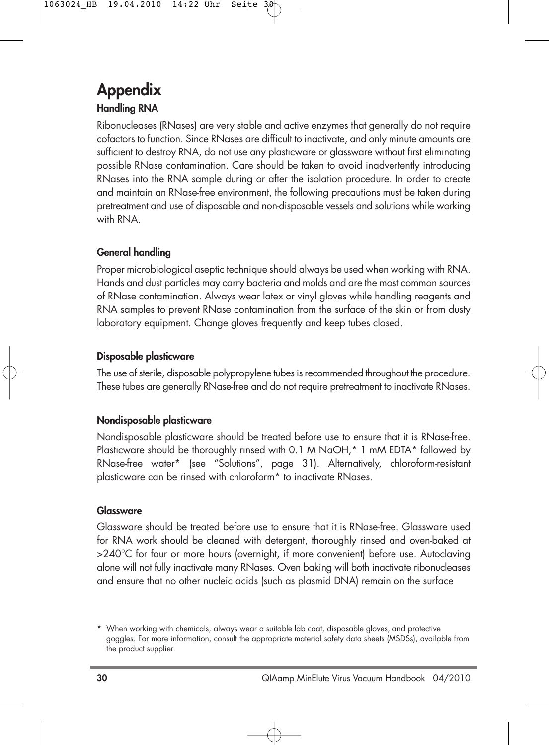# Appendix

### Handling RNA

Ribonucleases (RNases) are very stable and active enzymes that generally do not require cofactors to function. Since RNases are difficult to inactivate, and only minute amounts are sufficient to destroy RNA, do not use any plasticware or glassware without first eliminating possible RNase contamination. Care should be taken to avoid inadvertently introducing RNases into the RNA sample during or after the isolation procedure. In order to create and maintain an RNase-free environment, the following precautions must be taken during pretreatment and use of disposable and non-disposable vessels and solutions while working with RNA.

#### General handling

Proper microbiological aseptic technique should always be used when working with RNA. Hands and dust particles may carry bacteria and molds and are the most common sources of RNase contamination. Always wear latex or vinyl gloves while handling reagents and RNA samples to prevent RNase contamination from the surface of the skin or from dusty laboratory equipment. Change gloves frequently and keep tubes closed.

#### Disposable plasticware

The use of sterile, disposable polypropylene tubes is recommended throughout the procedure. These tubes are generally RNase-free and do not require pretreatment to inactivate RNases.

#### Nondisposable plasticware

Nondisposable plasticware should be treated before use to ensure that it is RNase-free. Plasticware should be thoroughly rinsed with 0.1 M NaOH,* 1 mM EDTA* followed by RNase-free water* (see "Solutions", page 31). Alternatively, chloroform-resistant plasticware can be rinsed with chloroform* to inactivate RNases.

#### Glassware

Glassware should be treated before use to ensure that it is RNase-free. Glassware used for RNA work should be cleaned with detergent, thoroughly rinsed and oven-baked at >240°C for four or more hours (overnight, if more convenient) before use. Autoclaving alone will not fully inactivate many RNases. Oven baking will both inactivate ribonucleases and ensure that no other nucleic acids (such as plasmid DNA) remain on the surface

\* When working with chemicals, always wear a suitable lab coat, disposable gloves, and protective goggles. For more information, consult the appropriate material safety data sheets (MSDSs), available from the product supplier.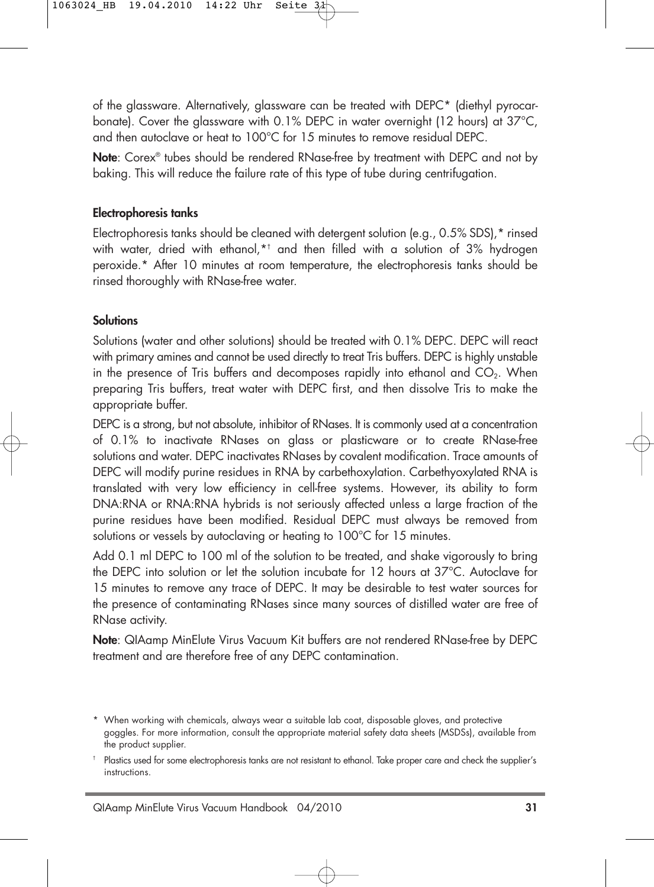of the glassware. Alternatively, glassware can be treated with DEPC* (diethyl pyrocarbonate). Cover the glassware with 0.1% DEPC in water overnight (12 hours) at 37°C, and then autoclave or heat to 100°C for 15 minutes to remove residual DEPC.

**Note**: Corex® tubes should be rendered RNase-free by treatment with DEPC and not by baking. This will reduce the failure rate of this type of tube during centrifugation.

### Electrophoresis tanks

Electrophoresis tanks should be cleaned with detergent solution (e.g., 0.5% SDS),* rinsed with water, dried with ethanol,*† and then filled with a solution of 3% hydrogen peroxide.* After 10 minutes at room temperature, the electrophoresis tanks should be rinsed thoroughly with RNase-free water.

### Solutions

Solutions (water and other solutions) should be treated with 0.1% DEPC. DEPC will react with primary amines and cannot be used directly to treat Tris buffers. DEPC is highly unstable in the presence of Tris buffers and decomposes rapidly into ethanol and $CO_2$. When preparing Tris buffers, treat water with DEPC first, and then dissolve Tris to make the appropriate buffer.

DEPC is a strong, but not absolute, inhibitor of RNases. It is commonly used at a concentration of 0.1% to inactivate RNases on glass or plasticware or to create RNase-free solutions and water. DEPC inactivates RNases by covalent modification. Trace amounts of DEPC will modify purine residues in RNA by carbethoxylation. Carbethyoxylated RNA is translated with very low efficiency in cell-free systems. However, its ability to form DNA:RNA or RNA:RNA hybrids is not seriously affected unless a large fraction of the purine residues have been modified. Residual DEPC must always be removed from solutions or vessels by autoclaving or heating to 100°C for 15 minutes.

Add 0.1 ml DEPC to 100 ml of the solution to be treated, and shake vigorously to bring the DEPC into solution or let the solution incubate for 12 hours at 37°C. Autoclave for 15 minutes to remove any trace of DEPC. It may be desirable to test water sources for the presence of contaminating RNases since many sources of distilled water are free of RNase activity.

**Note**: QIAamp MinElute Virus Vacuum Kit buffers are not rendered RNase-free by DEPC treatment and are therefore free of any DEPC contamination.

\* When working with chemicals, always wear a suitable lab coat, disposable gloves, and protective goggles. For more information, consult the appropriate material safety data sheets (MSDSs), available from the product supplier.

† Plastics used for some electrophoresis tanks are not resistant to ethanol. Take proper care and check the supplier's instructions.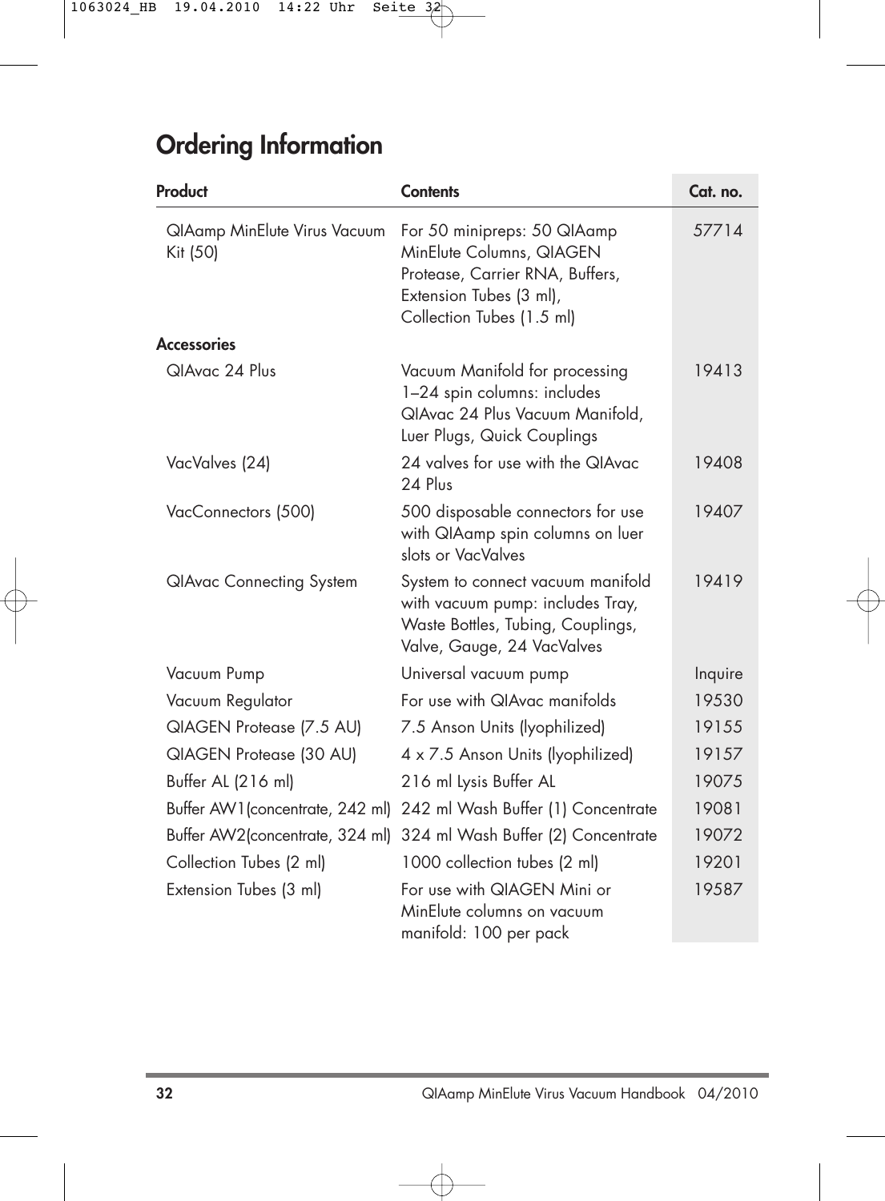# Ordering Information

| Product | Contents | Cat. no. |
|---|---|---|
| QIAamp MinElute Virus Vacuum Kit (50) | For 50 minipreps: 50 QIAamp MinElute Columns, QIAGEN Protease, Carrier RNA, Buffers, Extension Tubes (3 ml), Collection Tubes (1.5 ml) | 57714 |
| **Accessories** | | |
| QIAvac 24 Plus | Vacuum Manifold for processing 1–24 spin columns: includes QIAvac 24 Plus Vacuum Manifold, Luer Plugs, Quick Couplings | 19413 |
| VacValves (24) | 24 valves for use with the QIAvac 24 Plus | 19408 |
| VacConnectors (500) | 500 disposable connectors for use with QIAamp spin columns on luer slots or VacValves | 19407 |
| QIAvac Connecting System | System to connect vacuum manifold with vacuum pump: includes Tray, Waste Bottles, Tubing, Couplings, Valve, Gauge, 24 VacValves | 19419 |
| Vacuum Pump | Universal vacuum pump | Inquire |
| Vacuum Regulator | For use with QIAvac manifolds | 19530 |
| QIAGEN Protease (7.5 AU) | 7.5 Anson Units (lyophilized) | 19155 |
| QIAGEN Protease (30 AU) | 4 x 7.5 Anson Units (lyophilized) | 19157 |
| Buffer AL (216 ml) | 216 ml Lysis Buffer AL | 19075 |
| Buffer AW1(concentrate, 242 ml) | 242 ml Wash Buffer (1) Concentrate | 19081 |
| Buffer AW2(concentrate, 324 ml) | 324 ml Wash Buffer (2) Concentrate | 19072 |
| Collection Tubes (2 ml) | 1000 collection tubes (2 ml) | 19201 |
| Extension Tubes (3 ml) | For use with QIAGEN Mini or MinElute columns on vacuum manifold: 100 per pack | 19587 |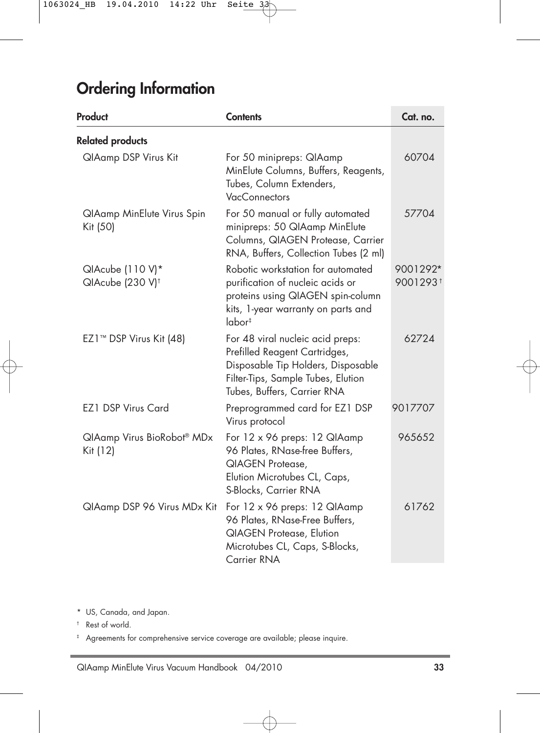# Ordering Information

| Product | Contents | Cat. no. |
|---|---|---|
| **Related products** | | |
| QIAamp DSP Virus Kit | For 50 minipreps: QIAamp MinElute Columns, Buffers, Reagents, Tubes, Column Extenders, VacConnectors | 60704 |
| QIAamp MinElute Virus Spin Kit (50) | For 50 manual or fully automated minipreps: 50 QIAamp MinElute Columns, QIAGEN Protease, Carrier RNA, Buffers, Collection Tubes (2 ml) | 57704 |
| QIAcube (110 V)* <br> QIAcube (230 V)† | Robotic workstation for automated purification of nucleic acids or proteins using QIAGEN spin-column kits, 1-year warranty on parts and labor‡ | 9001292* <br> 9001293† |
| EZ1™ DSP Virus Kit (48) | For 48 viral nucleic acid preps: Prefilled Reagent Cartridges, Disposable Tip Holders, Disposable Filter-Tips, Sample Tubes, Elution Tubes, Buffers, Carrier RNA | 62724 |
| EZ1 DSP Virus Card | Preprogrammed card for EZ1 DSP Virus protocol | 9017707 |
| QIAamp Virus BioRobot® MDx Kit (12) | For 12 x 96 preps: 12 QIAamp 96 Plates, RNase-free Buffers, QIAGEN Protease, Elution Microtubes CL, Caps, S-Blocks, Carrier RNA | 965652 |
| QIAamp DSP 96 Virus MDx Kit | For 12 x 96 preps: 12 QIAamp 96 Plates, RNase-Free Buffers, QIAGEN Protease, Elution Microtubes CL, Caps, S-Blocks, Carrier RNA | 61762 |

* US, Canada, and Japan.

† Rest of world.

‡ Agreements for comprehensive service coverage are available; please inquire.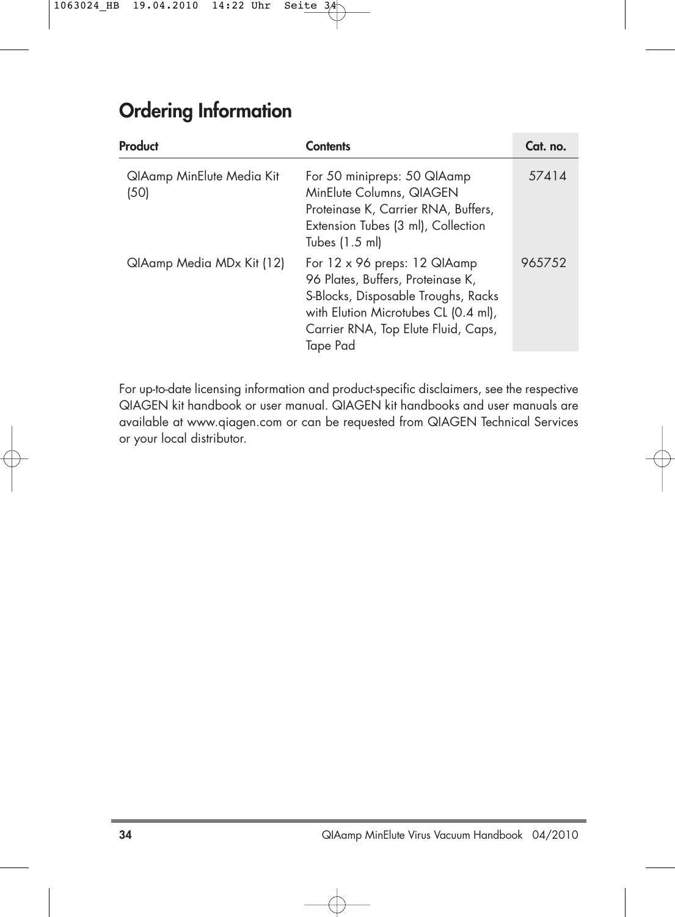# Ordering Information

| Product | Contents | Cat. no. |
|---|---|---|
| QIAamp MinElute Media Kit (50) | For 50 minipreps: 50 QIAamp MinElute Columns, QIAGEN Proteinase K, Carrier RNA, Buffers, Extension Tubes (3 ml), Collection Tubes (1.5 ml) | 57414 |
| QIAamp Media MDx Kit (12) | For 12 x 96 preps: 12 QIAamp 96 Plates, Buffers, Proteinase K, S-Blocks, Disposable Troughs, Racks with Elution Microtubes CL (0.4 ml), Carrier RNA, Top Elute Fluid, Caps, Tape Pad | 965752 |

For up-to-date licensing information and product-specific disclaimers, see the respective QIAGEN kit handbook or user manual. QIAGEN kit handbooks and user manuals are available at www.qiagen.com or can be requested from QIAGEN Technical Services or your local distributor.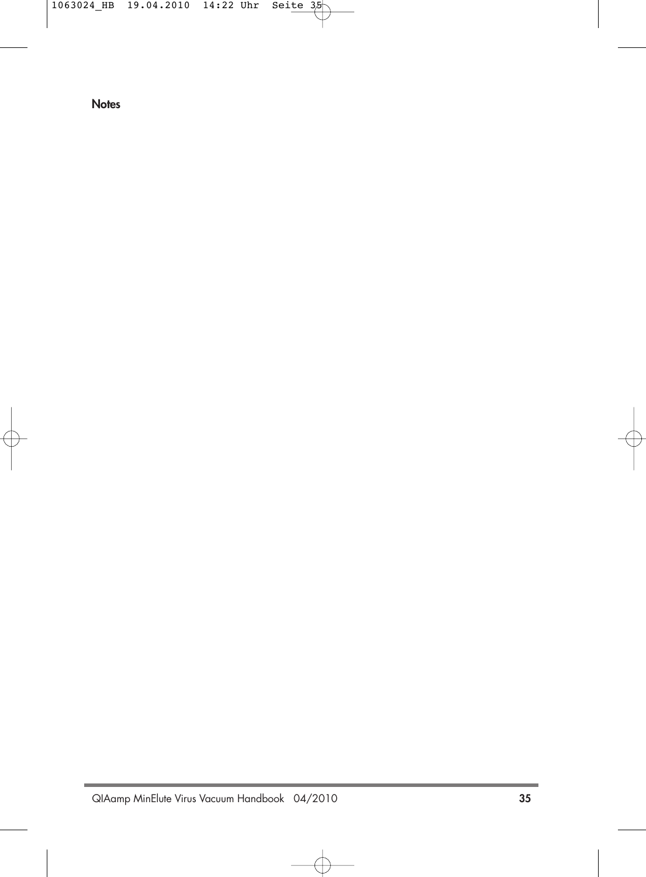**Notes**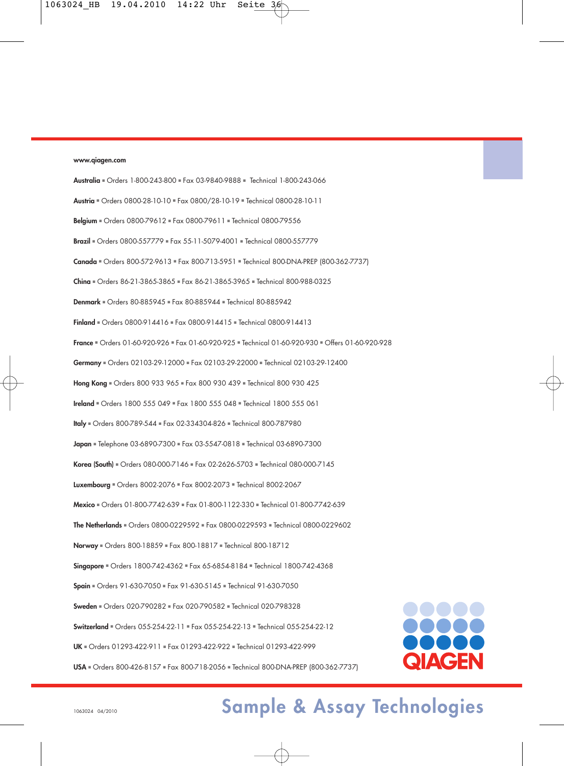www.qiagen.com

**Australia** ▪ Orders 1-800-243-800 ▪ Fax 03-9840-9888 ▪ Technical 1-800-243-066

**Austria** ▪ Orders 0800-28-10-10 ▪ Fax 0800/28-10-19 ▪ Technical 0800-28-10-11

**Belgium** ▪ Orders 0800-79612 ▪ Fax 0800-79611 ▪ Technical 0800-79556

**Brazil** ▪ Orders 0800-557779 ▪ Fax 55-11-5079-4001 ▪ Technical 0800-557779

**Canada** ▪ Orders 800-572-9613 ▪ Fax 800-713-5951 ▪ Technical 800-DNA-PREP (800-362-7737)

**China** ▪ Orders 86-21-3865-3865 ▪ Fax 86-21-3865-3965 ▪ Technical 800-988-0325

**Denmark** ▪ Orders 80-885945 ▪ Fax 80-885944 ▪ Technical 80-885942

**Finland** ▪ Orders 0800-914416 ▪ Fax 0800-914415 ▪ Technical 0800-914413

**France** ▪ Orders 01-60-920-926 ▪ Fax 01-60-920-925 ▪ Technical 01-60-920-930 ▪ Offers 01-60-920-928

**Germany** ▪ Orders 02103-29-12000 ▪ Fax 02103-29-22000 ▪ Technical 02103-29-12400

**Hong Kong** ▪ Orders 800 933 965 ▪ Fax 800 930 439 ▪ Technical 800 930 425

**Ireland** ▪ Orders 1800 555 049 ▪ Fax 1800 555 048 ▪ Technical 1800 555 061

**Italy** ▪ Orders 800-789-544 ▪ Fax 02-334304-826 ▪ Technical 800-787980

**Japan** ▪ Telephone 03-6890-7300 ▪ Fax 03-5547-0818 ▪ Technical 03-6890-7300

**Korea (South)** ▪ Orders 080-000-7146 ▪ Fax 02-2626-5703 ▪ Technical 080-000-7145

**Luxembourg** ▪ Orders 8002-2076 ▪ Fax 8002-2073 ▪ Technical 8002-2067

**Mexico** ▪ Orders 01-800-7742-639 ▪ Fax 01-800-1122-330 ▪ Technical 01-800-7742-639

**The Netherlands** ▪ Orders 0800-0229592 ▪ Fax 0800-0229593 ▪ Technical 0800-0229602

**Norway** ▪ Orders 800-18859 ▪ Fax 800-18817 ▪ Technical 800-18712

**Singapore** ▪ Orders 1800-742-4362 ▪ Fax 65-6854-8184 ▪ Technical 1800-742-4368

**Spain** ▪ Orders 91-630-7050 ▪ Fax 91-630-5145 ▪ Technical 91-630-7050

**Sweden** ▪ Orders 020-790282 ▪ Fax 020-790582 ▪ Technical 020-798328

**Switzerland** ▪ Orders 055-254-22-11 ▪ Fax 055-254-22-13 ▪ Technical 055-254-22-12

**UK** ▪ Orders 01293-422-911 ▪ Fax 01293-422-922 ▪ Technical 01293-422-999

**USA** ▪ Orders 800-426-8157 ▪ Fax 800-718-2056 ▪ Technical 800-DNA-PREP (800-362-7737)

QIAGEN

1063024 04/2010

Sample & Assay Technologies